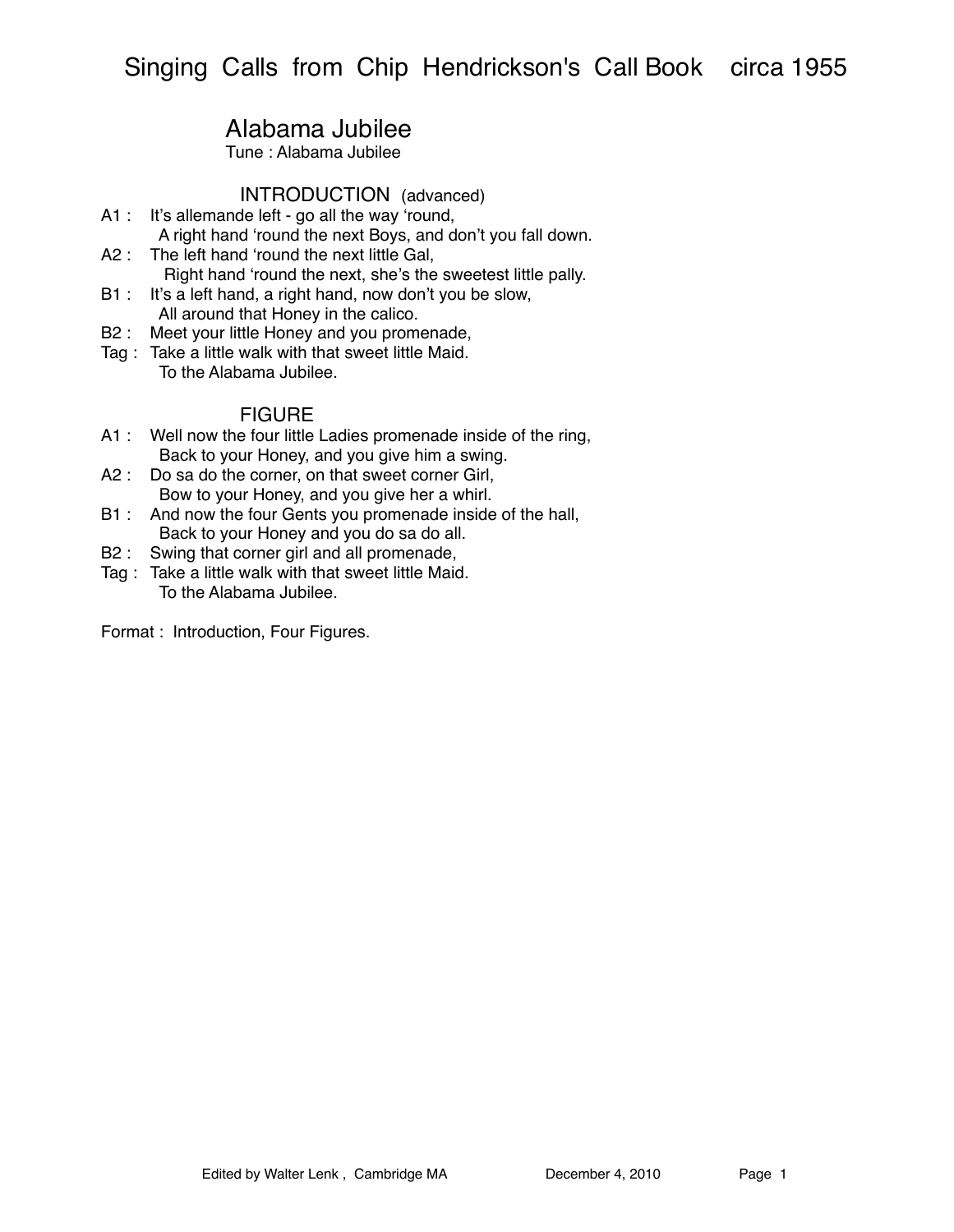# Singing Calls from Chip Hendrickson's Call Book circa 1955

## Alabama Jubilee

Tune : Alabama Jubilee

### INTRODUCTION (advanced)

A1 : It's allemande left - go all the way 'round,
A right hand 'round the next Boys, and don't you fall down.
A2 : The left hand 'round the next little Gal,
Right hand 'round the next, she's the sweetest little pally.
B1 : It's a left hand, a right hand, now don't you be slow,
All around that Honey in the calico.
B2 : Meet your little Honey and you promenade,
Tag : Take a little walk with that sweet little Maid.
To the Alabama Jubilee.

### FIGURE

A1 : Well now the four little Ladies promenade inside of the ring,
Back to your Honey, and you give him a swing.
A2 : Do sa do the corner, on that sweet corner Girl,
Bow to your Honey, and you give her a whirl.
B1 : And now the four Gents you promenade inside of the hall,
Back to your Honey and you do sa do all.
B2 : Swing that corner girl and all promenade,
Tag : Take a little walk with that sweet little Maid.
To the Alabama Jubilee.

Format : Introduction, Four Figures.

Edited by Walter Lenk , Cambridge MA December 4, 2010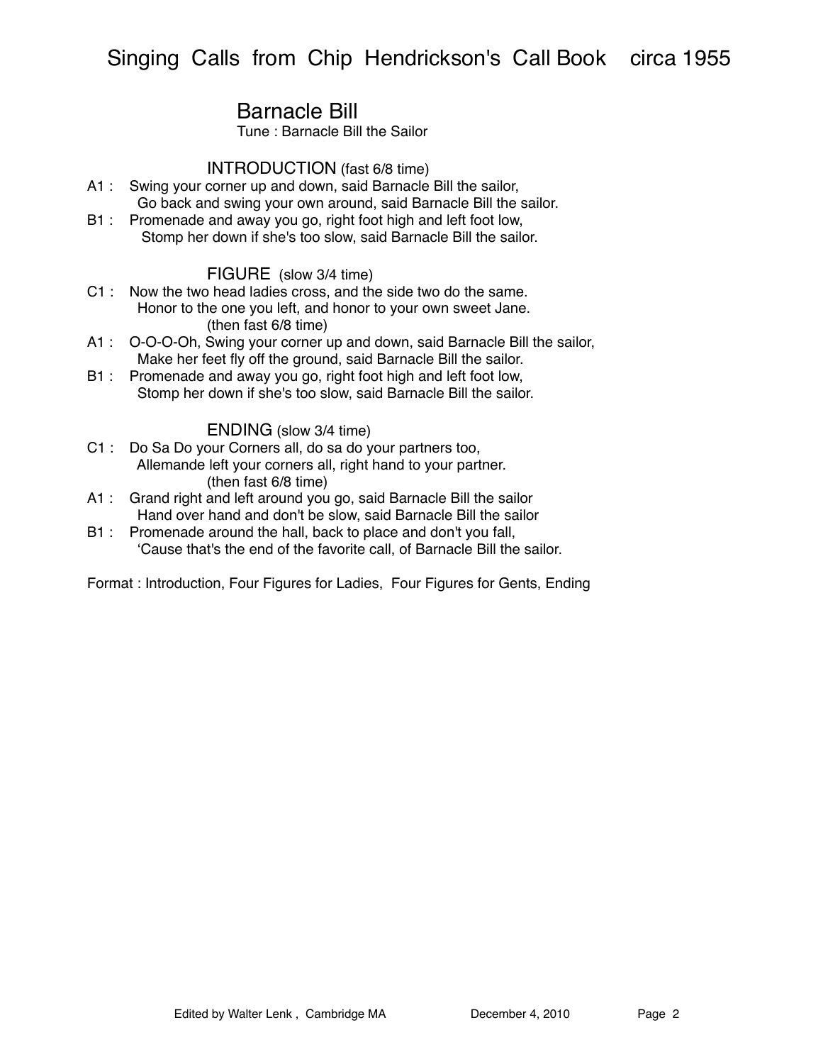## Barnacle Bill

Tune : Barnacle Bill the Sailor

### INTRODUCTION (fast 6/8 time)

A1 : Swing your corner up and down, said Barnacle Bill the sailor,
Go back and swing your own around, said Barnacle Bill the sailor.

B1 : Promenade and away you go, right foot high and left foot low,
Stomp her down if she's too slow, said Barnacle Bill the sailor.

### FIGURE (slow 3/4 time)

C1 : Now the two head ladies cross, and the side two do the same.
Honor to the one you left, and honor to your own sweet Jane.
(then fast 6/8 time)

A1 : O-O-O-Oh, Swing your corner up and down, said Barnacle Bill the sailor,
Make her feet fly off the ground, said Barnacle Bill the sailor.

B1 : Promenade and away you go, right foot high and left foot low,
Stomp her down if she's too slow, said Barnacle Bill the sailor.

### ENDING (slow 3/4 time)

C1 : Do Sa Do your Corners all, do sa do your partners too,
Allemande left your corners all, right hand to your partner.
(then fast 6/8 time)

A1 : Grand right and left around you go, said Barnacle Bill the sailor
Hand over hand and don't be slow, said Barnacle Bill the sailor

B1 : Promenade around the hall, back to place and don't you fall,
'Cause that's the end of the favorite call, of Barnacle Bill the sailor.

Format : Introduction, Four Figures for Ladies, Four Figures for Gents, Ending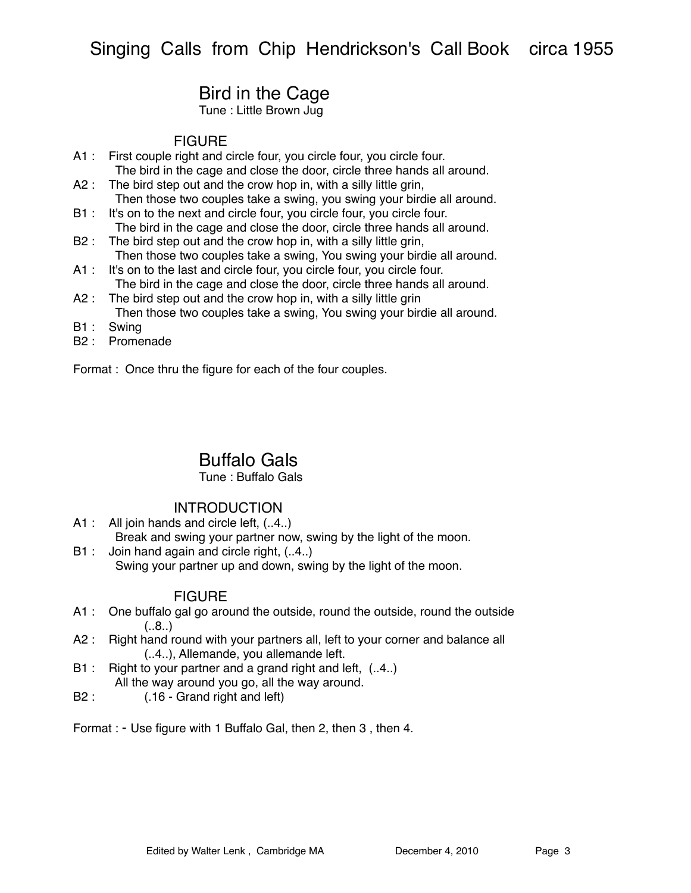# Singing Calls from Chip Hendrickson's Call Book circa 1955

## Bird in the Cage

Tune : Little Brown Jug

### FIGURE

A1 : First couple right and circle four, you circle four, you circle four.
The bird in the cage and close the door, circle three hands all around.

A2 : The bird step out and the crow hop in, with a silly little grin,
Then those two couples take a swing, you swing your birdie all around.

B1 : It's on to the next and circle four, you circle four, you circle four.
The bird in the cage and close the door, circle three hands all around.

B2 : The bird step out and the crow hop in, with a silly little grin,
Then those two couples take a swing, You swing your birdie all around.

A1 : It's on to the last and circle four, you circle four, you circle four.
The bird in the cage and close the door, circle three hands all around.

A2 : The bird step out and the crow hop in, with a silly little grin
Then those two couples take a swing, You swing your birdie all around.

B1 : Swing

B2 : Promenade

Format : Once thru the figure for each of the four couples.

## Buffalo Gals

Tune : Buffalo Gals

### INTRODUCTION

A1 : All join hands and circle left, (..4..)
Break and swing your partner now, swing by the light of the moon.

B1 : Join hand again and circle right, (..4..)
Swing your partner up and down, swing by the light of the moon.

### FIGURE

A1 : One buffalo gal go around the outside, round the outside, round the outside
(..8..)

A2 : Right hand round with your partners all, left to your corner and balance all
(..4..), Allemande, you allemande left.

B1 : Right to your partner and a grand right and left, (..4..)
All the way around you go, all the way around.

B2 : (.16 - Grand right and left)

Format : - Use figure with 1 Buffalo Gal, then 2, then 3 , then 4.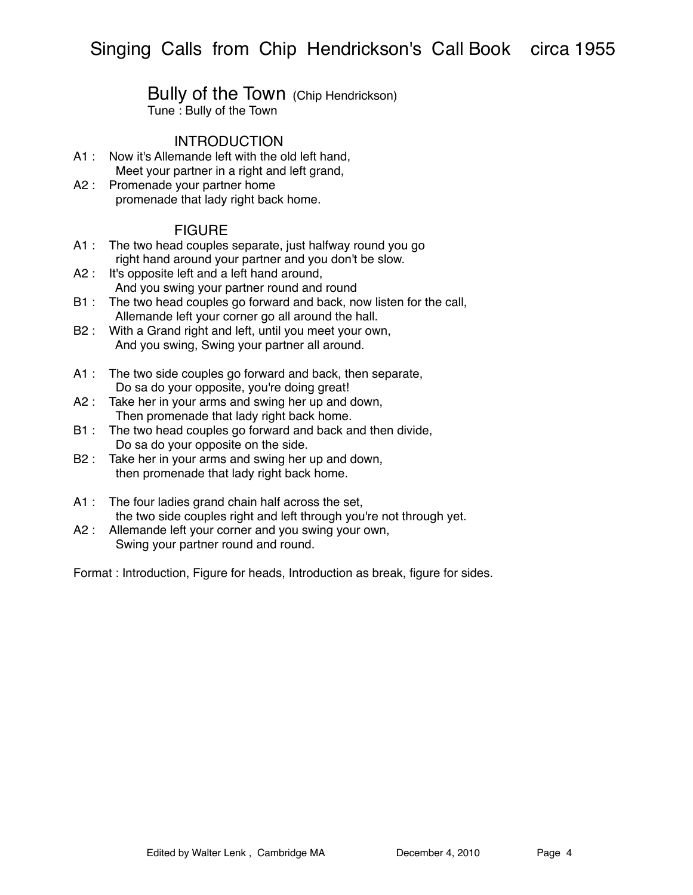## Bully of the Town (Chip Hendrickson)

Tune : Bully of the Town

### INTRODUCTION

A1 : Now it's Allemande left with the old left hand,
 Meet your partner in a right and left grand,
A2 : Promenade your partner home
 promenade that lady right back home.

### FIGURE

A1 : The two head couples separate, just halfway round you go
 right hand around your partner and you don't be slow.
A2 : It's opposite left and a left hand around,
 And you swing your partner round and round
B1 : The two head couples go forward and back, now listen for the call,
 Allemande left your corner go all around the hall.
B2 : With a Grand right and left, until you meet your own,
 And you swing, Swing your partner all around.

A1 : The two side couples go forward and back, then separate,
 Do sa do your opposite, you're doing great!
A2 : Take her in your arms and swing her up and down,
 Then promenade that lady right back home.
B1 : The two head couples go forward and back and then divide,
 Do sa do your opposite on the side.
B2 : Take her in your arms and swing her up and down,
 then promenade that lady right back home.

A1 : The four ladies grand chain half across the set,
 the two side couples right and left through you're not through yet.
A2 : Allemande left your corner and you swing your own,
 Swing your partner round and round.

Format : Introduction, Figure for heads, Introduction as break, figure for sides.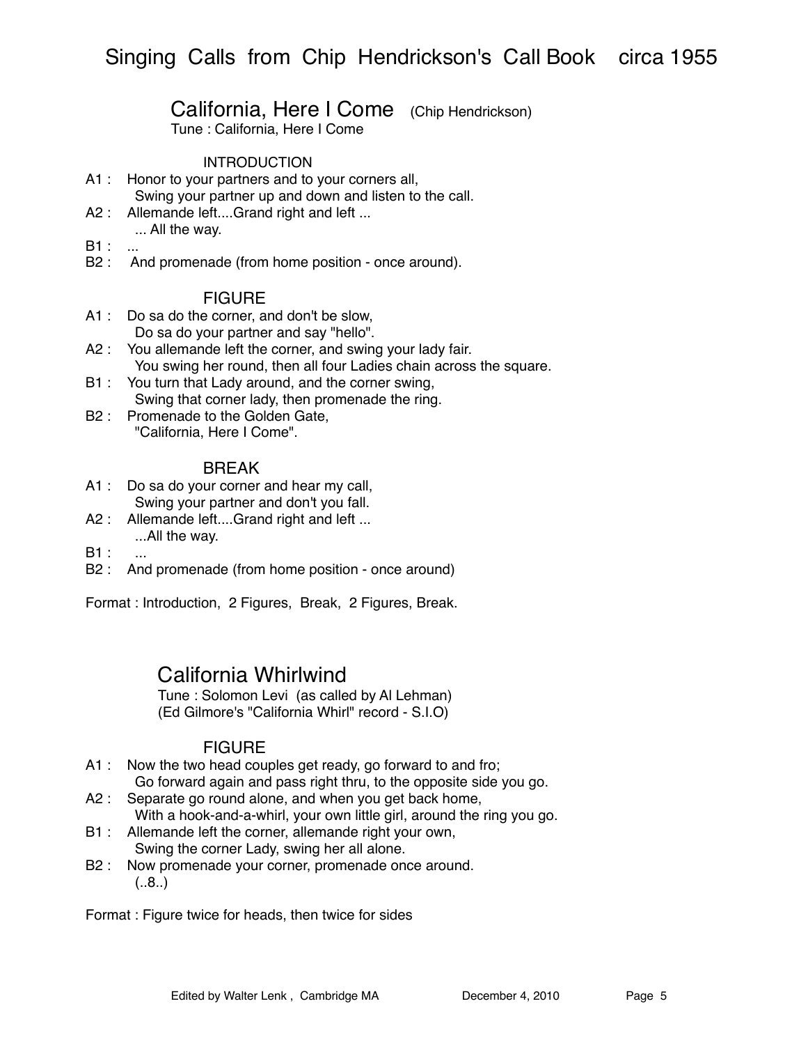# Singing Calls from Chip Hendrickson's Call Book circa 1955

## California, Here I Come (Chip Hendrickson)

Tune : California, Here I Come

### INTRODUCTION

A1 : Honor to your partners and to your corners all,
    Swing your partner up and down and listen to the call.
A2 : Allemande left....Grand right and left ...
    ... All the way.
B1 : ...
B2 : And promenade (from home position - once around).

### FIGURE

A1 : Do sa do the corner, and don't be slow,
    Do sa do your partner and say "hello".
A2 : You allemande left the corner, and swing your lady fair.
    You swing her round, then all four Ladies chain across the square.
B1 : You turn that Lady around, and the corner swing,
    Swing that corner lady, then promenade the ring.
B2 : Promenade to the Golden Gate,
    "California, Here I Come".

### BREAK

A1 : Do sa do your corner and hear my call,
    Swing your partner and don't you fall.
A2 : Allemande left....Grand right and left ...
    ...All the way.
B1 : ...
B2 : And promenade (from home position - once around)

Format : Introduction, 2 Figures, Break, 2 Figures, Break.

## California Whirlwind

Tune : Solomon Levi (as called by Al Lehman)
(Ed Gilmore's "California Whirl" record - S.I.O)

### FIGURE

A1 : Now the two head couples get ready, go forward to and fro;
    Go forward again and pass right thru, to the opposite side you go.
A2 : Separate go round alone, and when you get back home,
    With a hook-and-a-whirl, your own little girl, around the ring you go.
B1 : Allemande left the corner, allemande right your own,
    Swing the corner Lady, swing her all alone.
B2 : Now promenade your corner, promenade once around.
    (..8..)

Format : Figure twice for heads, then twice for sides

Edited by Walter Lenk , Cambridge MA December 4, 2010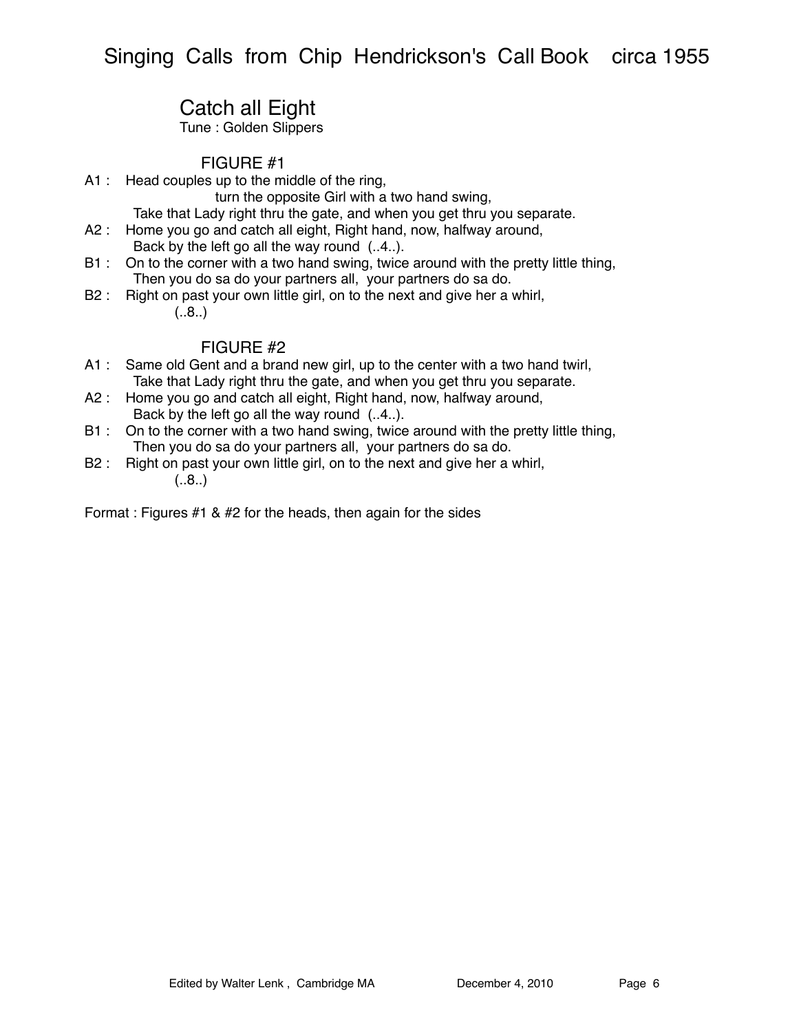## Catch all Eight

Tune : Golden Slippers

### FIGURE #1

A1 : Head couples up to the middle of the ring,
turn the opposite Girl with a two hand swing,
Take that Lady right thru the gate, and when you get thru you separate.

A2 : Home you go and catch all eight, Right hand, now, halfway around,
Back by the left go all the way round (..4..).

B1 : On to the corner with a two hand swing, twice around with the pretty little thing,
Then you do sa do your partners all, your partners do sa do.

B2 : Right on past your own little girl, on to the next and give her a whirl,
(..8..)

### FIGURE #2

A1 : Same old Gent and a brand new girl, up to the center with a two hand twirl,
Take that Lady right thru the gate, and when you get thru you separate.

A2 : Home you go and catch all eight, Right hand, now, halfway around,
Back by the left go all the way round (..4..).

B1 : On to the corner with a two hand swing, twice around with the pretty little thing,
Then you do sa do your partners all, your partners do sa do.

B2 : Right on past your own little girl, on to the next and give her a whirl,
(..8..)

Format : Figures #1 & #2 for the heads, then again for the sides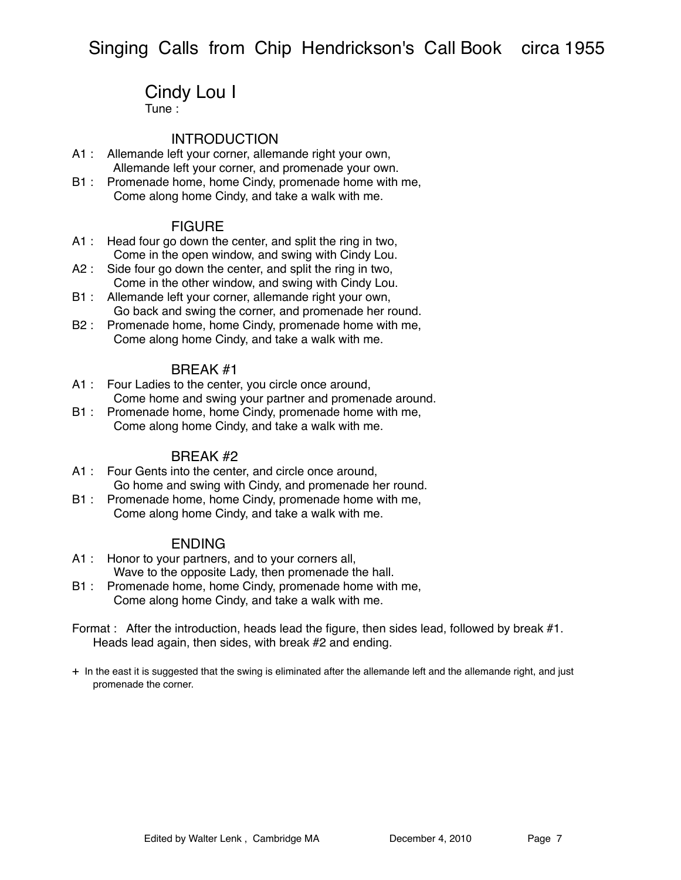## Cindy Lou I

Tune :

### INTRODUCTION

A1 : Allemande left your corner, allemande right your own,
Allemande left your corner, and promenade your own.

B1 : Promenade home, home Cindy, promenade home with me,
Come along home Cindy, and take a walk with me.

### FIGURE

A1 : Head four go down the center, and split the ring in two,
Come in the open window, and swing with Cindy Lou.

A2 : Side four go down the center, and split the ring in two,
Come in the other window, and swing with Cindy Lou.

B1 : Allemande left your corner, allemande right your own,
Go back and swing the corner, and promenade her round.

B2 : Promenade home, home Cindy, promenade home with me,
Come along home Cindy, and take a walk with me.

### BREAK #1

A1 : Four Ladies to the center, you circle once around,
Come home and swing your partner and promenade around.

B1 : Promenade home, home Cindy, promenade home with me,
Come along home Cindy, and take a walk with me.

### BREAK #2

A1 : Four Gents into the center, and circle once around,
Go home and swing with Cindy, and promenade her round.

B1 : Promenade home, home Cindy, promenade home with me,
Come along home Cindy, and take a walk with me.

### ENDING

A1 : Honor to your partners, and to your corners all,
Wave to the opposite Lady, then promenade the hall.

B1 : Promenade home, home Cindy, promenade home with me,
Come along home Cindy, and take a walk with me.

Format : After the introduction, heads lead the figure, then sides lead, followed by break #1. Heads lead again, then sides, with break #2 and ending.

\+ In the east it is suggested that the swing is eliminated after the allemande left and the allemande right, and just promenade the corner.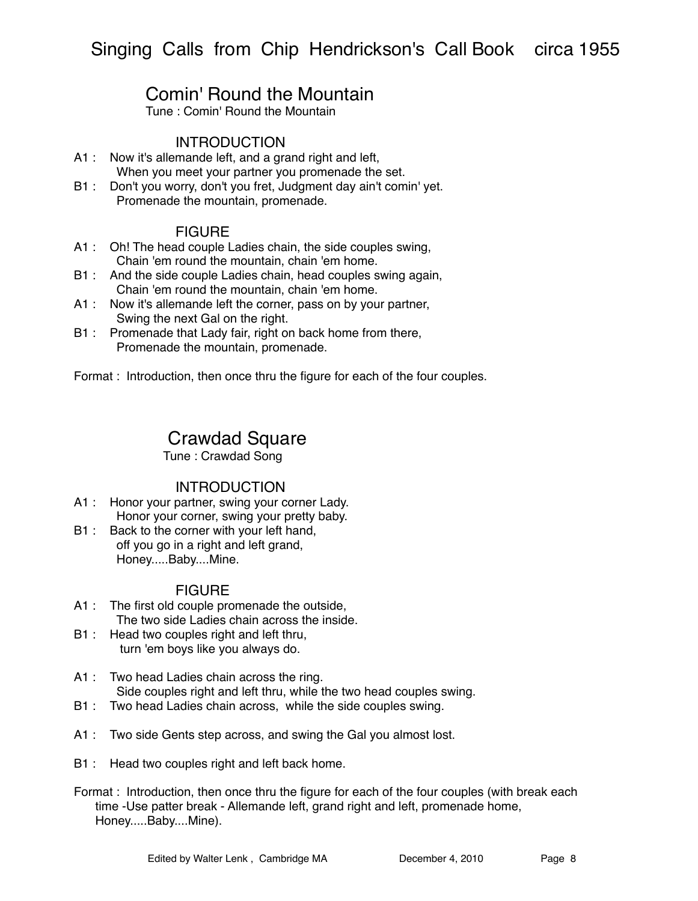## Comin' Round the Mountain

Tune : Comin' Round the Mountain

### INTRODUCTION

A1 : Now it's allemande left, and a grand right and left,
When you meet your partner you promenade the set.

B1 : Don't you worry, don't you fret, Judgment day ain't comin' yet.
Promenade the mountain, promenade.

### FIGURE

A1 : Oh! The head couple Ladies chain, the side couples swing,
Chain 'em round the mountain, chain 'em home.

B1 : And the side couple Ladies chain, head couples swing again,
Chain 'em round the mountain, chain 'em home.

A1 : Now it's allemande left the corner, pass on by your partner,
Swing the next Gal on the right.

B1 : Promenade that Lady fair, right on back home from there,
Promenade the mountain, promenade.

Format : Introduction, then once thru the figure for each of the four couples.

## Crawdad Square

Tune : Crawdad Song

### INTRODUCTION

A1 : Honor your partner, swing your corner Lady.
Honor your corner, swing your pretty baby.

B1 : Back to the corner with your left hand,
off you go in a right and left grand,
Honey.....Baby....Mine.

### FIGURE

A1 : The first old couple promenade the outside,
The two side Ladies chain across the inside.

B1 : Head two couples right and left thru,
turn 'em boys like you always do.

A1 : Two head Ladies chain across the ring.
Side couples right and left thru, while the two head couples swing.

B1 : Two head Ladies chain across, while the side couples swing.

A1 : Two side Gents step across, and swing the Gal you almost lost.

B1 : Head two couples right and left back home.

Format : Introduction, then once thru the figure for each of the four couples (with break each time -Use patter break - Allemande left, grand right and left, promenade home, Honey.....Baby....Mine).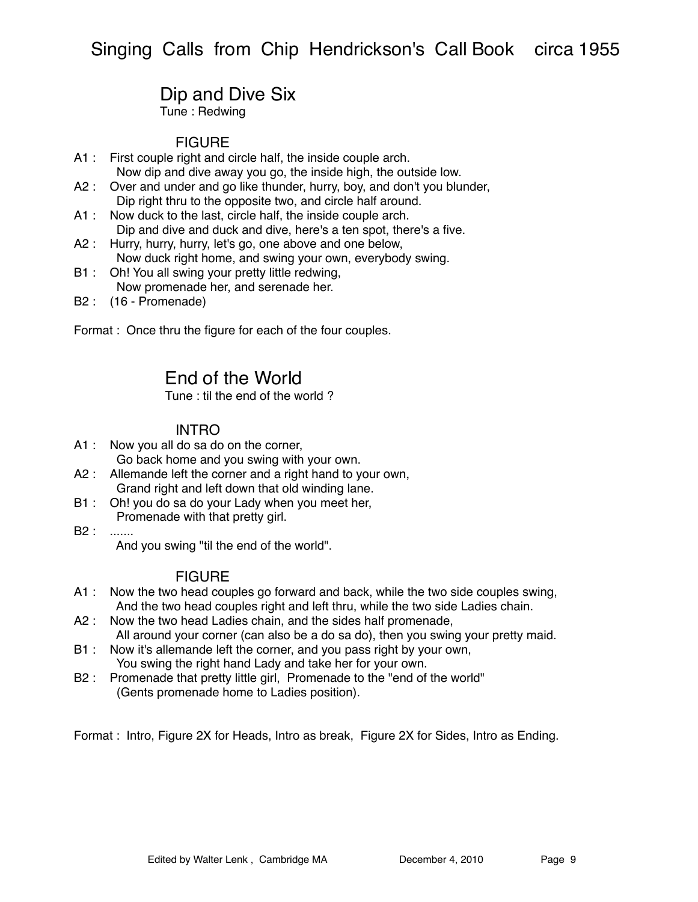## Dip and Dive Six

Tune : Redwing

### FIGURE

A1 : First couple right and circle half, the inside couple arch.
 Now dip and dive away you go, the inside high, the outside low.
A2 : Over and under and go like thunder, hurry, boy, and don't you blunder,
 Dip right thru to the opposite two, and circle half around.
A1 : Now duck to the last, circle half, the inside couple arch.
 Dip and dive and duck and dive, here's a ten spot, there's a five.
A2 : Hurry, hurry, hurry, let's go, one above and one below,
 Now duck right home, and swing your own, everybody swing.
B1 : Oh! You all swing your pretty little redwing,
 Now promenade her, and serenade her.
B2 : (16 - Promenade)

Format : Once thru the figure for each of the four couples.

## End of the World

Tune : til the end of the world ?

### INTRO

A1 : Now you all do sa do on the corner,
 Go back home and you swing with your own.
A2 : Allemande left the corner and a right hand to your own,
 Grand right and left down that old winding lane.
B1 : Oh! you do sa do your Lady when you meet her,
 Promenade with that pretty girl.
B2 : .......
 And you swing "til the end of the world".

### FIGURE

A1 : Now the two head couples go forward and back, while the two side couples swing,
 And the two head couples right and left thru, while the two side Ladies chain.
A2 : Now the two head Ladies chain, and the sides half promenade,
 All around your corner (can also be a do sa do), then you swing your pretty maid.
B1 : Now it's allemande left the corner, and you pass right by your own,
 You swing the right hand Lady and take her for your own.
B2 : Promenade that pretty little girl, Promenade to the "end of the world"
 (Gents promenade home to Ladies position).

Format : Intro, Figure 2X for Heads, Intro as break, Figure 2X for Sides, Intro as Ending.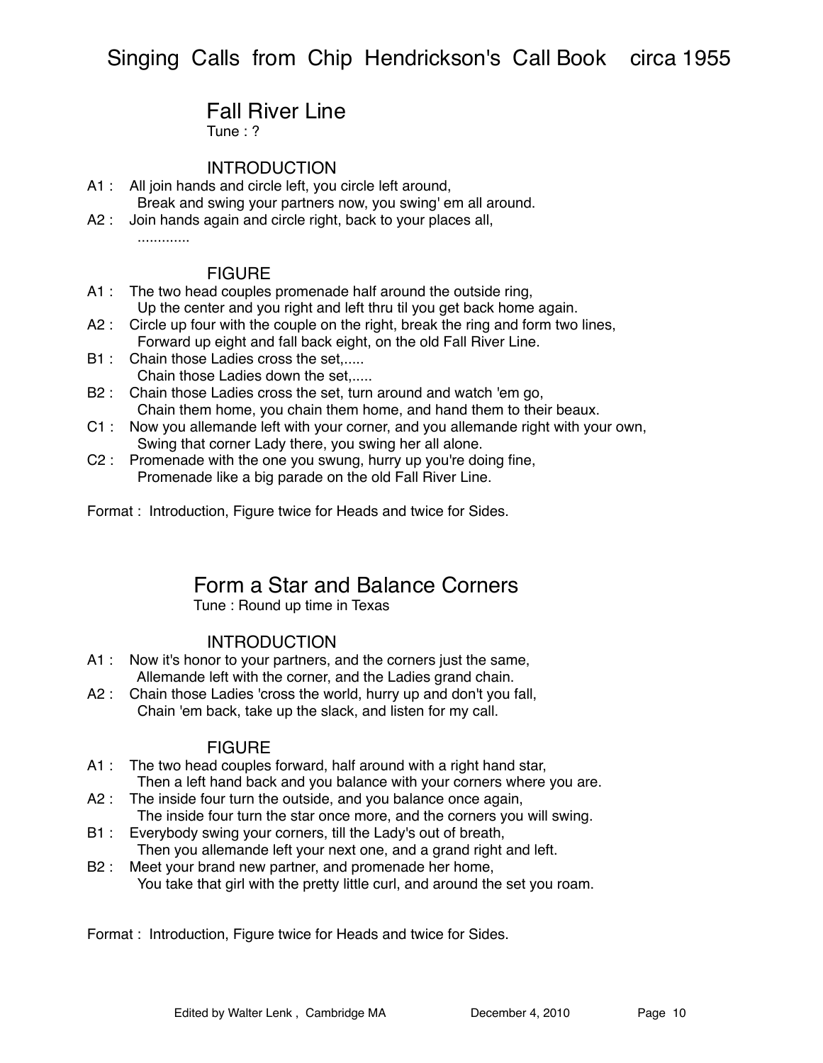## Fall River Line

Tune : ?

### INTRODUCTION

A1 : All join hands and circle left, you circle left around,
Break and swing your partners now, you swing' em all around.

A2 : Join hands again and circle right, back to your places all,
.............

### FIGURE

A1 : The two head couples promenade half around the outside ring,
Up the center and you right and left thru til you get back home again.

A2 : Circle up four with the couple on the right, break the ring and form two lines,
Forward up eight and fall back eight, on the old Fall River Line.

B1 : Chain those Ladies cross the set,.....
Chain those Ladies down the set,.....

B2 : Chain those Ladies cross the set, turn around and watch 'em go,
Chain them home, you chain them home, and hand them to their beaux.

C1 : Now you allemande left with your corner, and you allemande right with your own,
Swing that corner Lady there, you swing her all alone.

C2 : Promenade with the one you swung, hurry up you're doing fine,
Promenade like a big parade on the old Fall River Line.

Format : Introduction, Figure twice for Heads and twice for Sides.

## Form a Star and Balance Corners

Tune : Round up time in Texas

### INTRODUCTION

A1 : Now it's honor to your partners, and the corners just the same,
Allemande left with the corner, and the Ladies grand chain.

A2 : Chain those Ladies 'cross the world, hurry up and don't you fall,
Chain 'em back, take up the slack, and listen for my call.

### FIGURE

A1 : The two head couples forward, half around with a right hand star,
Then a left hand back and you balance with your corners where you are.

A2 : The inside four turn the outside, and you balance once again,
The inside four turn the star once more, and the corners you will swing.

B1 : Everybody swing your corners, till the Lady's out of breath,
Then you allemande left your next one, and a grand right and left.

B2 : Meet your brand new partner, and promenade her home,
You take that girl with the pretty little curl, and around the set you roam.

Format : Introduction, Figure twice for Heads and twice for Sides.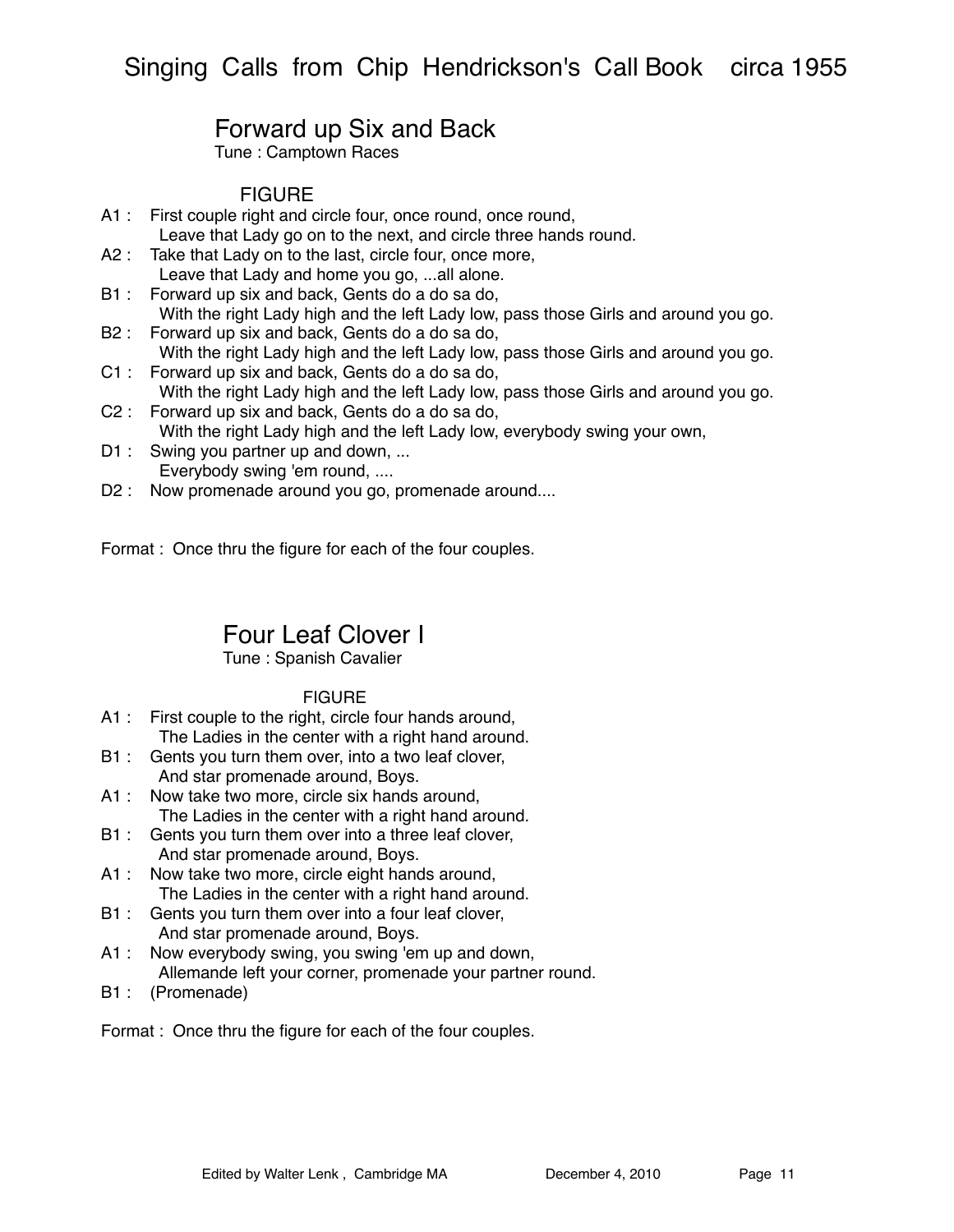## Forward up Six and Back

Tune : Camptown Races

### FIGURE

A1 : First couple right and circle four, once round, once round,
  Leave that Lady go on to the next, and circle three hands round.
A2 : Take that Lady on to the last, circle four, once more,
  Leave that Lady and home you go, ...all alone.
B1 : Forward up six and back, Gents do a do sa do,
  With the right Lady high and the left Lady low, pass those Girls and around you go.
B2 : Forward up six and back, Gents do a do sa do,
  With the right Lady high and the left Lady low, pass those Girls and around you go.
C1 : Forward up six and back, Gents do a do sa do,
  With the right Lady high and the left Lady low, pass those Girls and around you go.
C2 : Forward up six and back, Gents do a do sa do,
  With the right Lady high and the left Lady low, everybody swing your own,
D1 : Swing you partner up and down, ...
  Everybody swing 'em round, ....
D2 : Now promenade around you go, promenade around....

Format : Once thru the figure for each of the four couples.

## Four Leaf Clover I

Tune : Spanish Cavalier

### FIGURE

A1 : First couple to the right, circle four hands around,
  The Ladies in the center with a right hand around.
B1 : Gents you turn them over, into a two leaf clover,
  And star promenade around, Boys.
A1 : Now take two more, circle six hands around,
  The Ladies in the center with a right hand around.
B1 : Gents you turn them over into a three leaf clover,
  And star promenade around, Boys.
A1 : Now take two more, circle eight hands around,
  The Ladies in the center with a right hand around.
B1 : Gents you turn them over into a four leaf clover,
  And star promenade around, Boys.
A1 : Now everybody swing, you swing 'em up and down,
  Allemande left your corner, promenade your partner round.
B1 : (Promenade)

Format : Once thru the figure for each of the four couples.

Edited by Walter Lenk , Cambridge MA December 4, 2010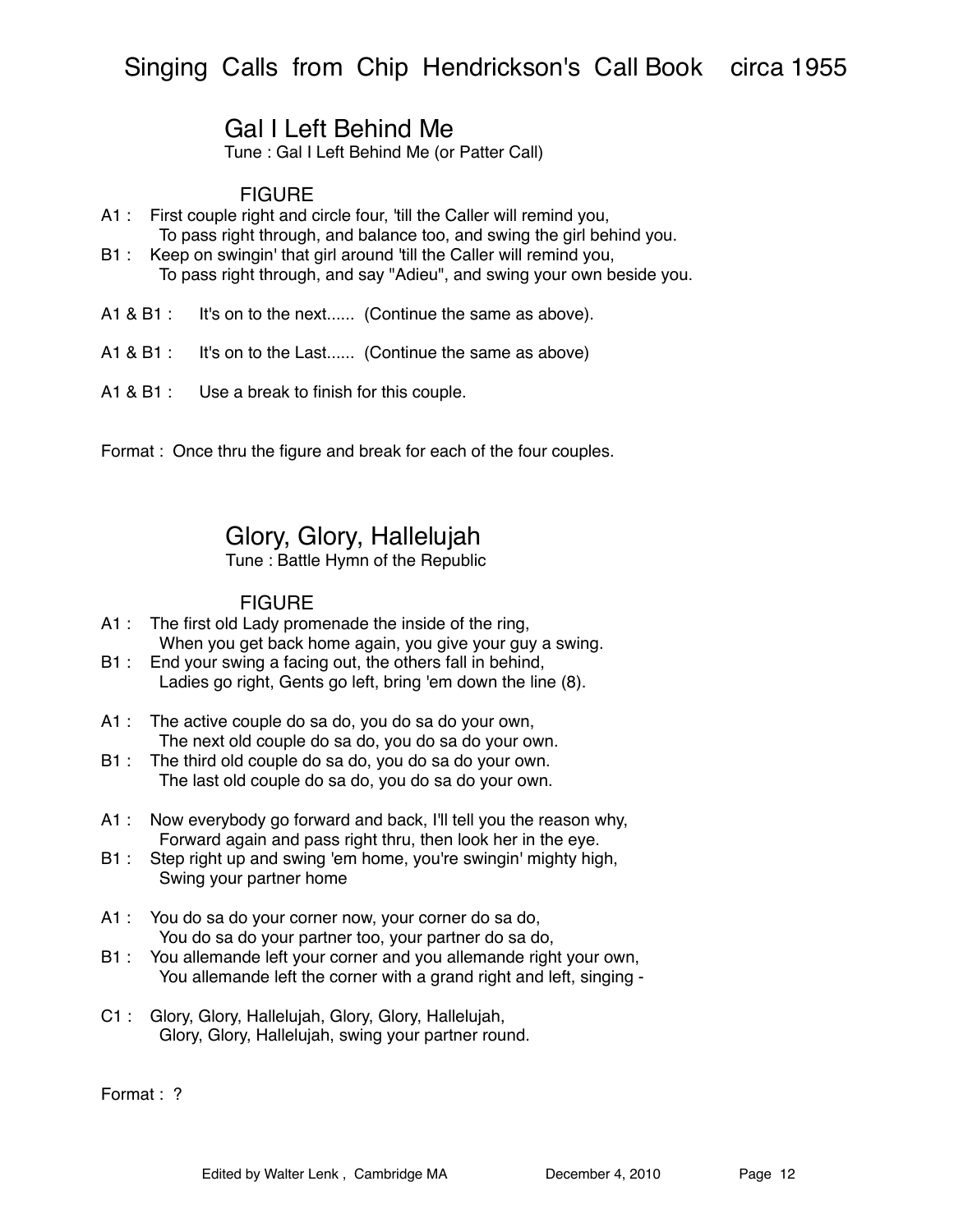## Gal I Left Behind Me

Tune : Gal I Left Behind Me (or Patter Call)

FIGURE

A1 : First couple right and circle four, 'till the Caller will remind you,
To pass right through, and balance too, and swing the girl behind you.

B1 : Keep on swingin' that girl around 'till the Caller will remind you,
To pass right through, and say "Adieu", and swing your own beside you.

A1 & B1 : It's on to the next...... (Continue the same as above).

A1 & B1 : It's on to the Last...... (Continue the same as above)

A1 & B1 : Use a break to finish for this couple.

Format : Once thru the figure and break for each of the four couples.

## Glory, Glory, Hallelujah

Tune : Battle Hymn of the Republic

FIGURE

A1 : The first old Lady promenade the inside of the ring,
When you get back home again, you give your guy a swing.

B1 : End your swing a facing out, the others fall in behind,
Ladies go right, Gents go left, bring 'em down the line (8).

A1 : The active couple do sa do, you do sa do your own,
The next old couple do sa do, you do sa do your own.

B1 : The third old couple do sa do, you do sa do your own.
The last old couple do sa do, you do sa do your own.

A1 : Now everybody go forward and back, I'll tell you the reason why,
Forward again and pass right thru, then look her in the eye.

B1 : Step right up and swing 'em home, you're swingin' mighty high,
Swing your partner home

A1 : You do sa do your corner now, your corner do sa do,
You do sa do your partner too, your partner do sa do,

B1 : You allemande left your corner and you allemande right your own,
You allemande left the corner with a grand right and left, singing -

C1 : Glory, Glory, Hallelujah, Glory, Glory, Hallelujah,
Glory, Glory, Hallelujah, swing your partner round.

Format : ?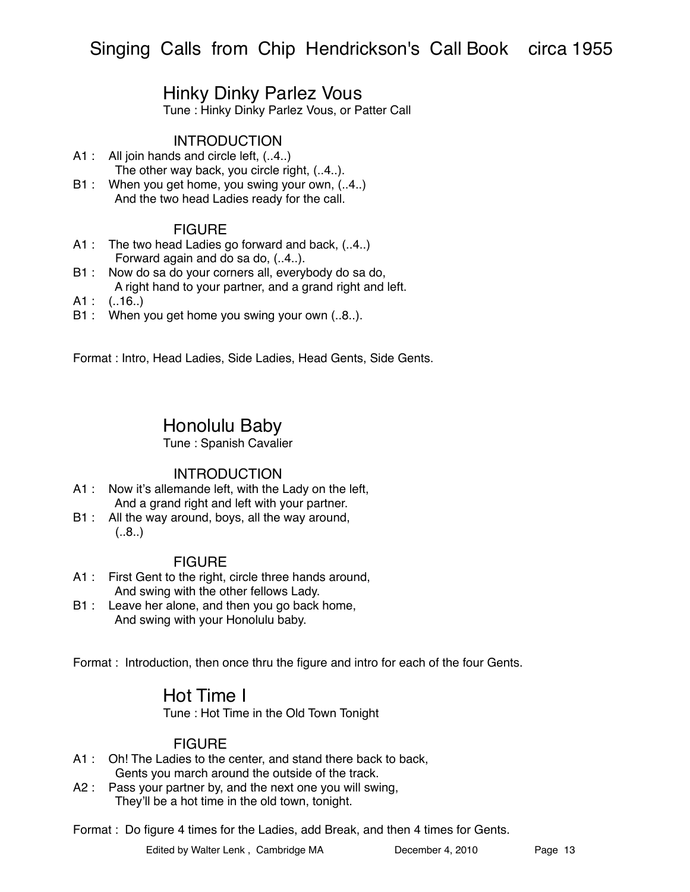## Hinky Dinky Parlez Vous

Tune : Hinky Dinky Parlez Vous, or Patter Call

### INTRODUCTION

A1 : All join hands and circle left, (..4..)
The other way back, you circle right, (..4..).

B1 : When you get home, you swing your own, (..4..)
And the two head Ladies ready for the call.

### FIGURE

A1 : The two head Ladies go forward and back, (..4..)
Forward again and do sa do, (..4..).

B1 : Now do sa do your corners all, everybody do sa do,
A right hand to your partner, and a grand right and left.

A1 : (..16..)

B1 : When you get home you swing your own (..8..).

Format : Intro, Head Ladies, Side Ladies, Head Gents, Side Gents.

## Honolulu Baby

Tune : Spanish Cavalier

### INTRODUCTION

A1 : Now it's allemande left, with the Lady on the left,
And a grand right and left with your partner.

B1 : All the way around, boys, all the way around,
(..8..)

### FIGURE

A1 : First Gent to the right, circle three hands around,
And swing with the other fellows Lady.

B1 : Leave her alone, and then you go back home,
And swing with your Honolulu baby.

Format : Introduction, then once thru the figure and intro for each of the four Gents.

## Hot Time I

Tune : Hot Time in the Old Town Tonight

### FIGURE

A1 : Oh! The Ladies to the center, and stand there back to back,
Gents you march around the outside of the track.

A2 : Pass your partner by, and the next one you will swing,
They'll be a hot time in the old town, tonight.

Format : Do figure 4 times for the Ladies, add Break, and then 4 times for Gents.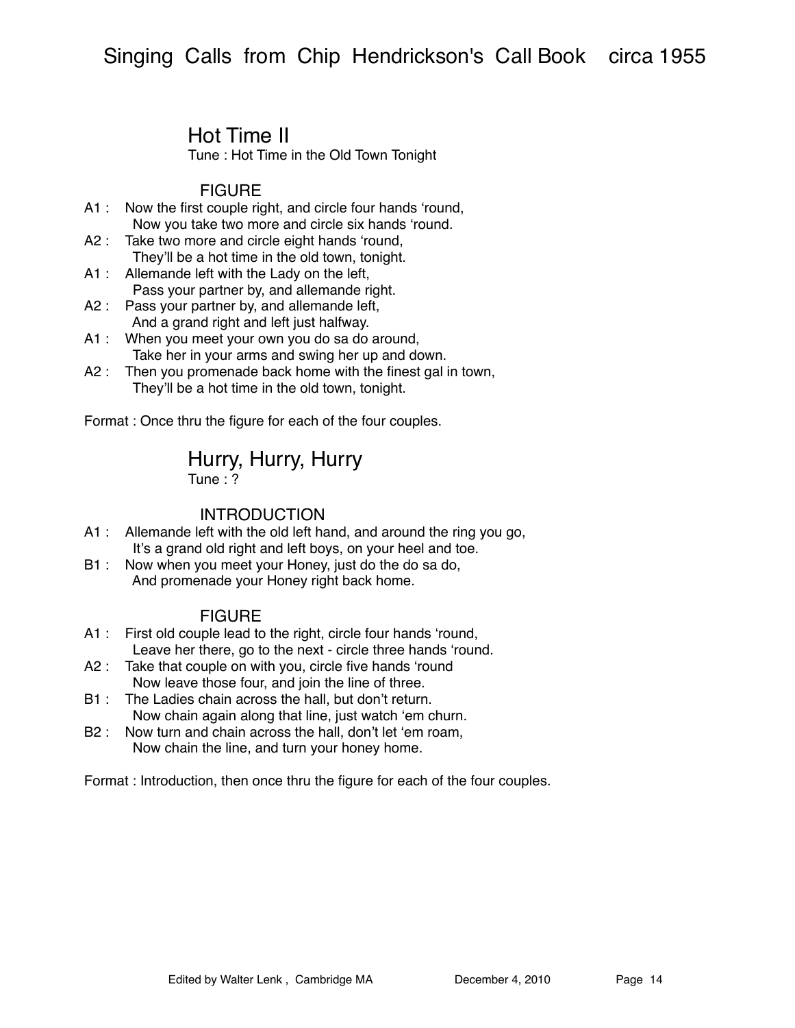## Hot Time II

Tune : Hot Time in the Old Town Tonight

### FIGURE

A1 : Now the first couple right, and circle four hands ‘round,
 Now you take two more and circle six hands ‘round.
A2 : Take two more and circle eight hands ‘round,
 They’ll be a hot time in the old town, tonight.
A1 : Allemande left with the Lady on the left,
 Pass your partner by, and allemande right.
A2 : Pass your partner by, and allemande left,
 And a grand right and left just halfway.
A1 : When you meet your own you do sa do around,
 Take her in your arms and swing her up and down.
A2 : Then you promenade back home with the finest gal in town,
 They’ll be a hot time in the old town, tonight.

Format : Once thru the figure for each of the four couples.

## Hurry, Hurry, Hurry

Tune : ?

### INTRODUCTION

A1 : Allemande left with the old left hand, and around the ring you go,
 It’s a grand old right and left boys, on your heel and toe.
B1 : Now when you meet your Honey, just do the do sa do,
 And promenade your Honey right back home.

### FIGURE

A1 : First old couple lead to the right, circle four hands ‘round,
 Leave her there, go to the next - circle three hands ‘round.
A2 : Take that couple on with you, circle five hands ‘round
 Now leave those four, and join the line of three.
B1 : The Ladies chain across the hall, but don’t return.
 Now chain again along that line, just watch ‘em churn.
B2 : Now turn and chain across the hall, don’t let ‘em roam,
 Now chain the line, and turn your honey home.

Format : Introduction, then once thru the figure for each of the four couples.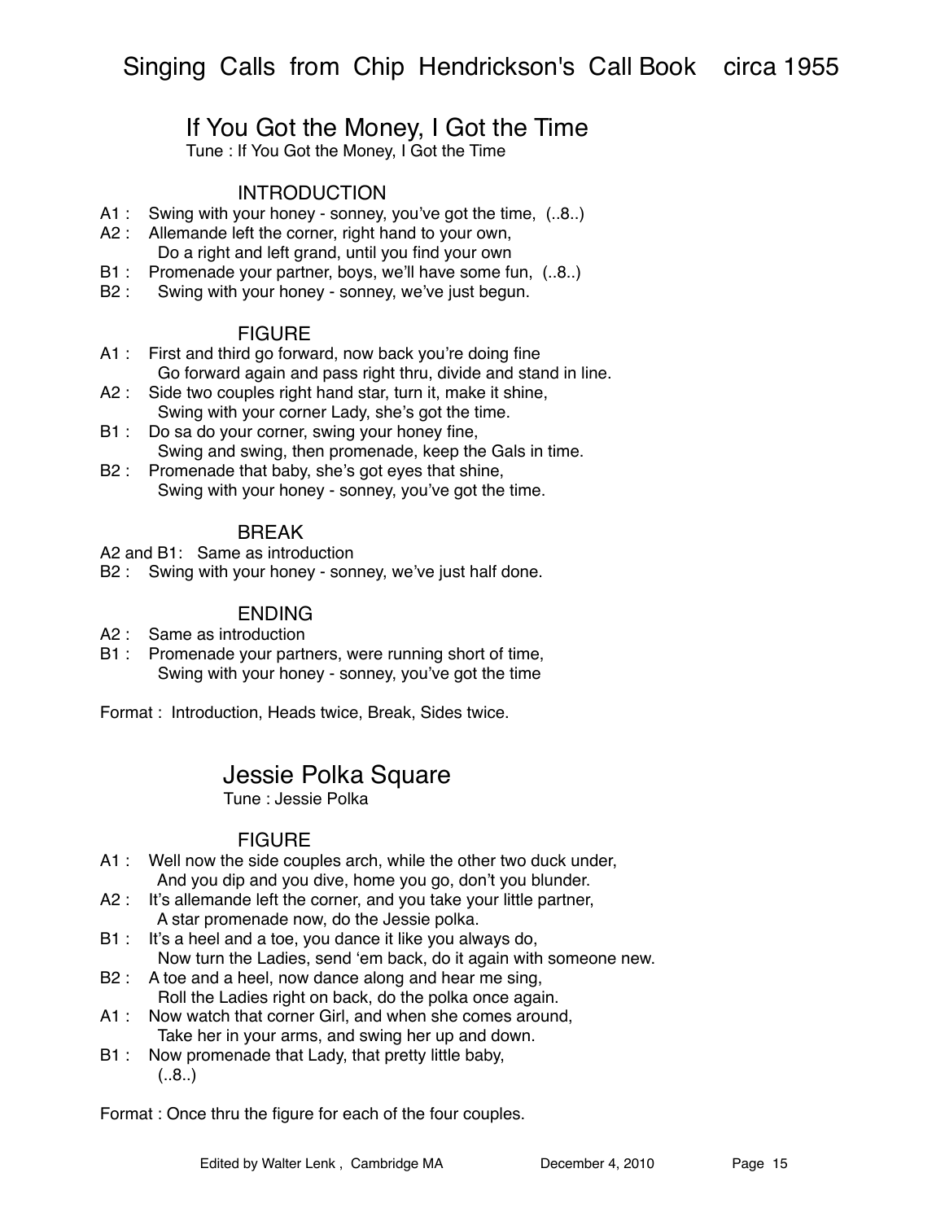## If You Got the Money, I Got the Time

Tune : If You Got the Money, I Got the Time

### INTRODUCTION

A1 : Swing with your honey - sonney, you've got the time, (..8..)
A2 : Allemande left the corner, right hand to your own,
Do a right and left grand, until you find your own
B1 : Promenade your partner, boys, we'll have some fun, (..8..)
B2 : Swing with your honey - sonney, we've just begun.

### FIGURE

A1 : First and third go forward, now back you're doing fine
Go forward again and pass right thru, divide and stand in line.
A2 : Side two couples right hand star, turn it, make it shine,
Swing with your corner Lady, she's got the time.
B1 : Do sa do your corner, swing your honey fine,
Swing and swing, then promenade, keep the Gals in time.
B2 : Promenade that baby, she's got eyes that shine,
Swing with your honey - sonney, you've got the time.

### BREAK

A2 and B1: Same as introduction
B2 : Swing with your honey - sonney, we've just half done.

### ENDING

A2 : Same as introduction
B1 : Promenade your partners, were running short of time,
Swing with your honey - sonney, you've got the time

Format : Introduction, Heads twice, Break, Sides twice.

## Jessie Polka Square

Tune : Jessie Polka

### FIGURE

A1 : Well now the side couples arch, while the other two duck under,
And you dip and you dive, home you go, don't you blunder.
A2 : It's allemande left the corner, and you take your little partner,
A star promenade now, do the Jessie polka.
B1 : It's a heel and a toe, you dance it like you always do,
Now turn the Ladies, send 'em back, do it again with someone new.
B2 : A toe and a heel, now dance along and hear me sing,
Roll the Ladies right on back, do the polka once again.
A1 : Now watch that corner Girl, and when she comes around,
Take her in your arms, and swing her up and down.
B1 : Now promenade that Lady, that pretty little baby,
(..8..)

Format : Once thru the figure for each of the four couples.

Edited by Walter Lenk , Cambridge MA December 4, 2010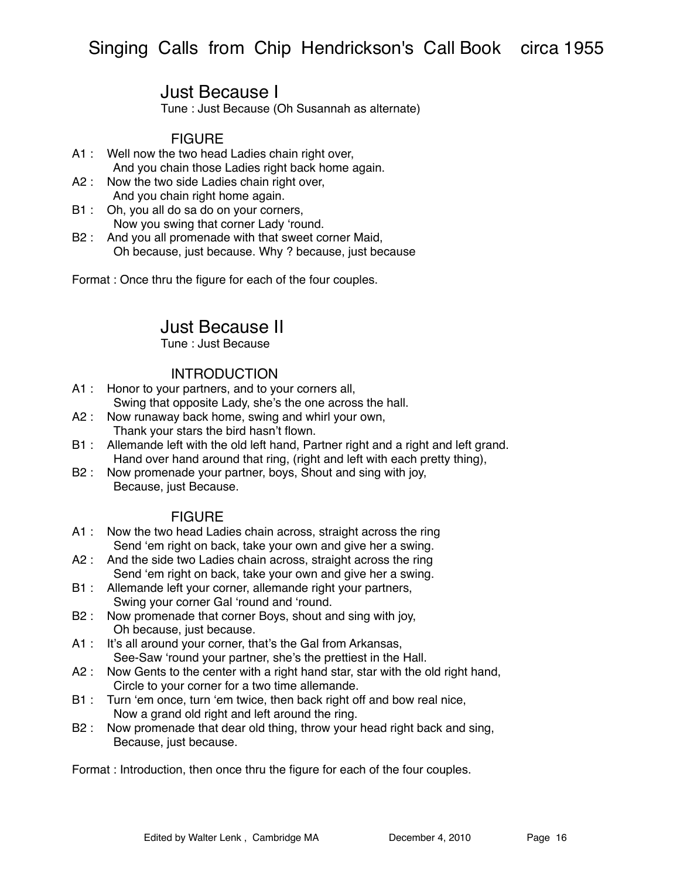## Just Because I

Tune : Just Because (Oh Susannah as alternate)

### FIGURE

A1 : Well now the two head Ladies chain right over,
And you chain those Ladies right back home again.
A2 : Now the two side Ladies chain right over,
And you chain right home again.
B1 : Oh, you all do sa do on your corners,
Now you swing that corner Lady 'round.
B2 : And you all promenade with that sweet corner Maid,
Oh because, just because. Why ? because, just because

Format : Once thru the figure for each of the four couples.

## Just Because II

Tune : Just Because

### INTRODUCTION

A1 : Honor to your partners, and to your corners all,
Swing that opposite Lady, she's the one across the hall.
A2 : Now runaway back home, swing and whirl your own,
Thank your stars the bird hasn't flown.
B1 : Allemande left with the old left hand, Partner right and a right and left grand.
Hand over hand around that ring, (right and left with each pretty thing),
B2 : Now promenade your partner, boys, Shout and sing with joy,
Because, just Because.

### FIGURE

A1 : Now the two head Ladies chain across, straight across the ring
Send 'em right on back, take your own and give her a swing.
A2 : And the side two Ladies chain across, straight across the ring
Send 'em right on back, take your own and give her a swing.
B1 : Allemande left your corner, allemande right your partners,
Swing your corner Gal 'round and 'round.
B2 : Now promenade that corner Boys, shout and sing with joy,
Oh because, just because.
A1 : It's all around your corner, that's the Gal from Arkansas,
See-Saw 'round your partner, she's the prettiest in the Hall.
A2 : Now Gents to the center with a right hand star, star with the old right hand,
Circle to your corner for a two time allemande.
B1 : Turn 'em once, turn 'em twice, then back right off and bow real nice,
Now a grand old right and left around the ring.
B2 : Now promenade that dear old thing, throw your head right back and sing,
Because, just because.

Format : Introduction, then once thru the figure for each of the four couples.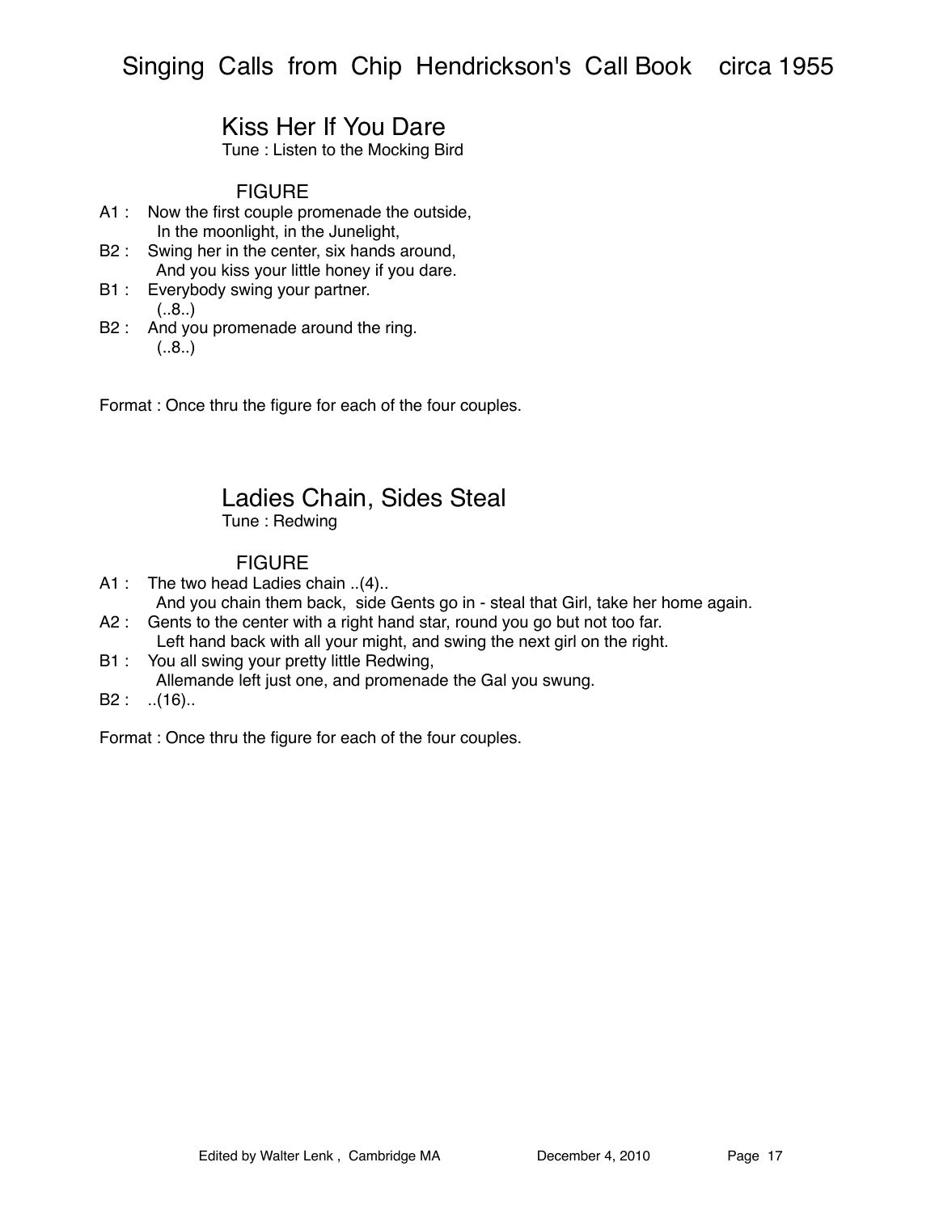## Kiss Her If You Dare

Tune : Listen to the Mocking Bird

### FIGURE

A1 : Now the first couple promenade the outside,
In the moonlight, in the Junelight,

B2 : Swing her in the center, six hands around,
And you kiss your little honey if you dare.

B1 : Everybody swing your partner.
(..8..)

B2 : And you promenade around the ring.
(..8..)

Format : Once thru the figure for each of the four couples.

## Ladies Chain, Sides Steal

Tune : Redwing

### FIGURE

A1 : The two head Ladies chain ..(4)..
And you chain them back, side Gents go in - steal that Girl, take her home again.

A2 : Gents to the center with a right hand star, round you go but not too far.
Left hand back with all your might, and swing the next girl on the right.

B1 : You all swing your pretty little Redwing,
Allemande left just one, and promenade the Gal you swung.

B2 : ..(16)..

Format : Once thru the figure for each of the four couples.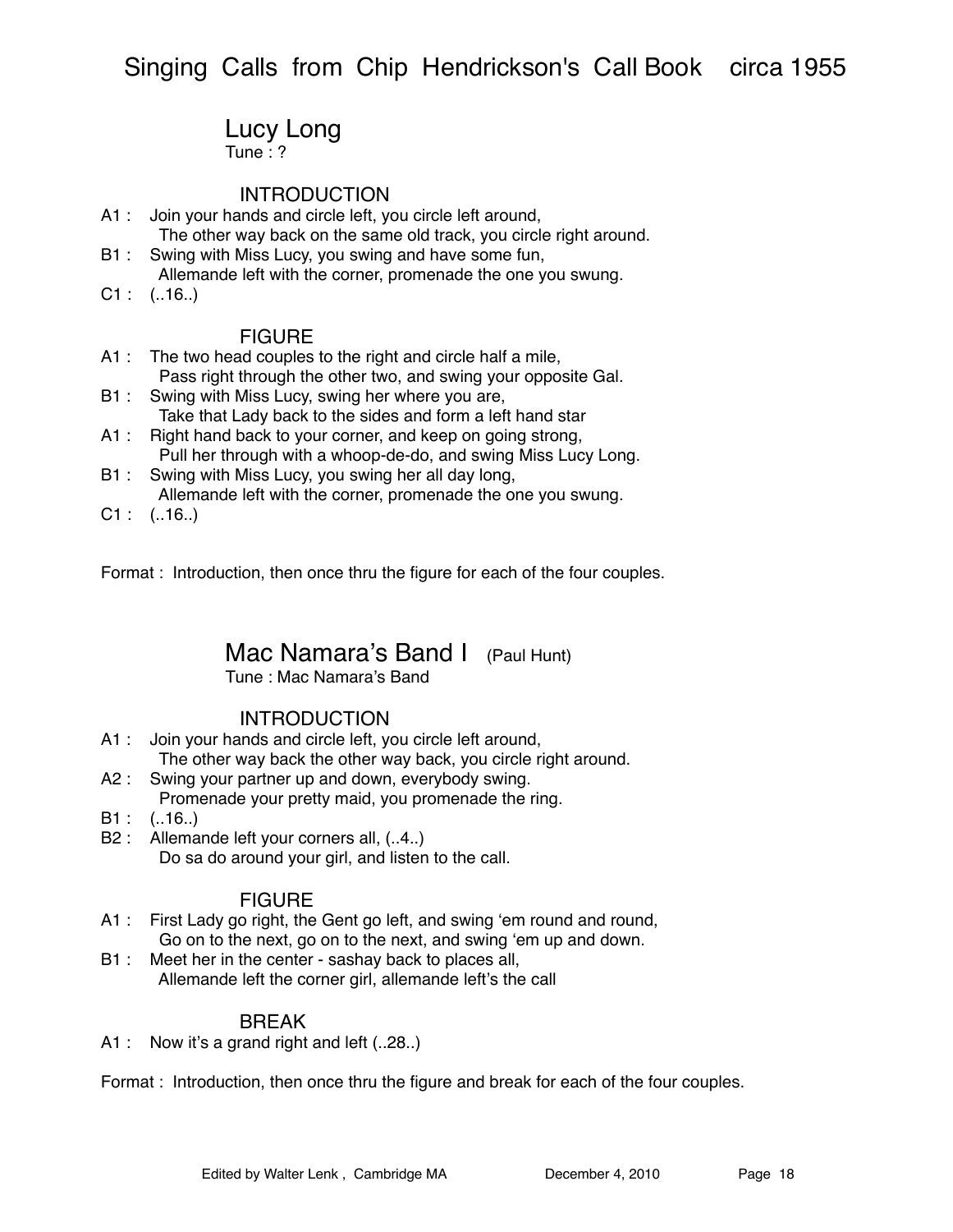## Lucy Long

Tune : ?

### INTRODUCTION

A1 : Join your hands and circle left, you circle left around,
The other way back on the same old track, you circle right around.

B1 : Swing with Miss Lucy, you swing and have some fun,
Allemande left with the corner, promenade the one you swung.

C1 : (..16..)

### FIGURE

A1 : The two head couples to the right and circle half a mile,
Pass right through the other two, and swing your opposite Gal.

B1 : Swing with Miss Lucy, swing her where you are,
Take that Lady back to the sides and form a left hand star

A1 : Right hand back to your corner, and keep on going strong,
Pull her through with a whoop-de-do, and swing Miss Lucy Long.

B1 : Swing with Miss Lucy, you swing her all day long,
Allemande left with the corner, promenade the one you swung.

C1 : (..16..)

Format : Introduction, then once thru the figure for each of the four couples.

## Mac Namara's Band I (Paul Hunt)

Tune : Mac Namara's Band

### INTRODUCTION

A1 : Join your hands and circle left, you circle left around,
The other way back the other way back, you circle right around.

A2 : Swing your partner up and down, everybody swing.
Promenade your pretty maid, you promenade the ring.

B1 : (..16..)

B2 : Allemande left your corners all, (..4..)
Do sa do around your girl, and listen to the call.

### FIGURE

A1 : First Lady go right, the Gent go left, and swing 'em round and round,
Go on to the next, go on to the next, and swing 'em up and down.

B1 : Meet her in the center - sashay back to places all,
Allemande left the corner girl, allemande left's the call

### BREAK

A1 : Now it's a grand right and left (..28..)

Format : Introduction, then once thru the figure and break for each of the four couples.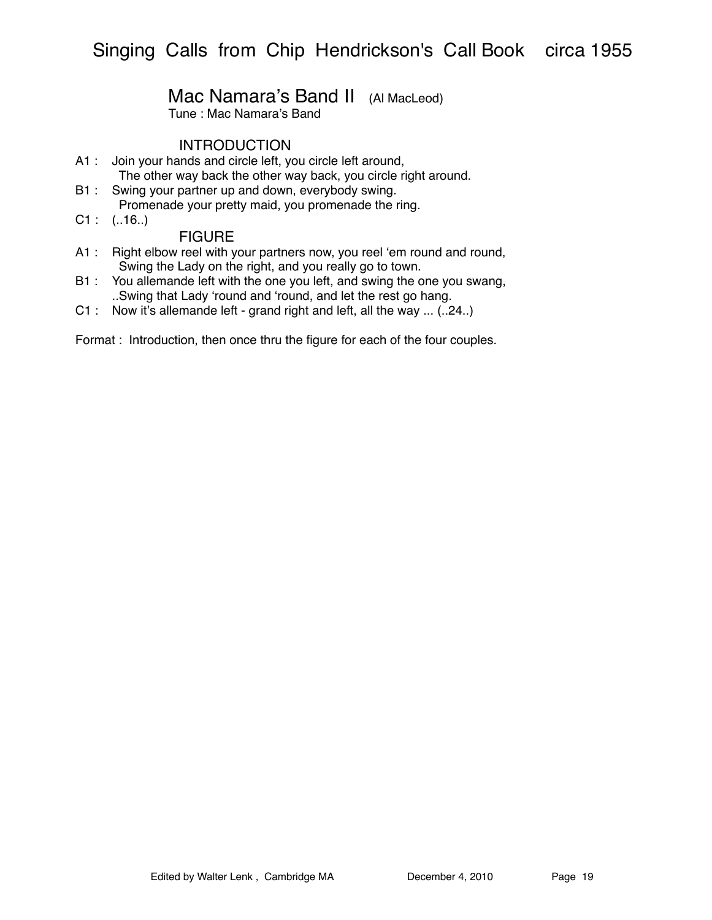## Mac Namara's Band II (Al MacLeod)

Tune : Mac Namara's Band

### INTRODUCTION

A1 : Join your hands and circle left, you circle left around,
The other way back the other way back, you circle right around.

B1 : Swing your partner up and down, everybody swing.
Promenade your pretty maid, you promenade the ring.

C1 : (..16..)

### FIGURE

A1 : Right elbow reel with your partners now, you reel 'em round and round,
Swing the Lady on the right, and you really go to town.

B1 : You allemande left with the one you left, and swing the one you swang,
..Swing that Lady 'round and 'round, and let the rest go hang.

C1 : Now it's allemande left - grand right and left, all the way ... (..24..)

Format : Introduction, then once thru the figure for each of the four couples.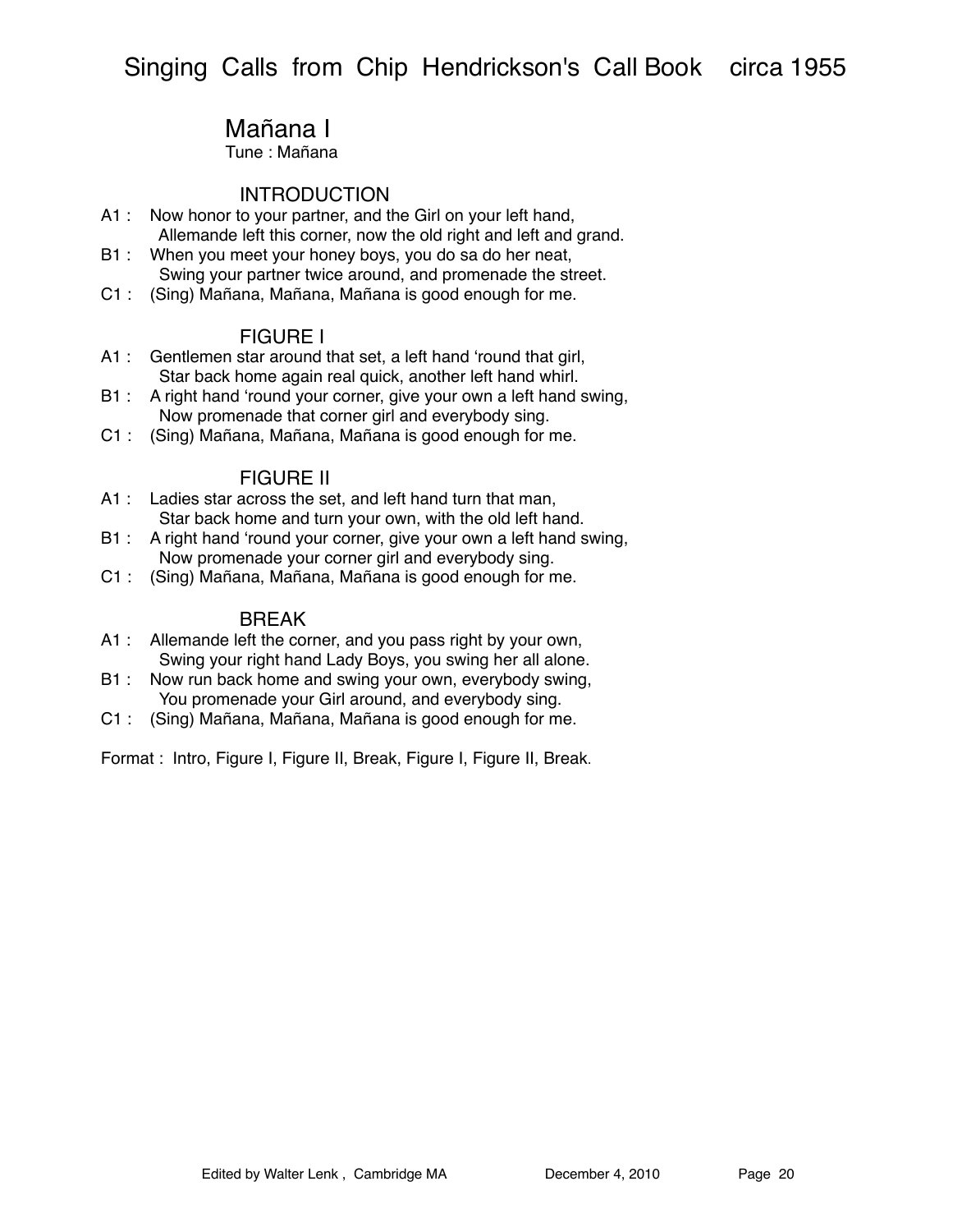## Mañana I

Tune : Mañana

### INTRODUCTION

A1 : Now honor to your partner, and the Girl on your left hand,
Allemande left this corner, now the old right and left and grand.

B1 : When you meet your honey boys, you do sa do her neat,
Swing your partner twice around, and promenade the street.

C1 : (Sing) Mañana, Mañana, Mañana is good enough for me.

### FIGURE I

A1 : Gentlemen star around that set, a left hand ‘round that girl,
Star back home again real quick, another left hand whirl.

B1 : A right hand ‘round your corner, give your own a left hand swing,
Now promenade that corner girl and everybody sing.

C1 : (Sing) Mañana, Mañana, Mañana is good enough for me.

### FIGURE II

A1 : Ladies star across the set, and left hand turn that man,
Star back home and turn your own, with the old left hand.

B1 : A right hand ‘round your corner, give your own a left hand swing,
Now promenade your corner girl and everybody sing.

C1 : (Sing) Mañana, Mañana, Mañana is good enough for me.

### BREAK

A1 : Allemande left the corner, and you pass right by your own,
Swing your right hand Lady Boys, you swing her all alone.

B1 : Now run back home and swing your own, everybody swing,
You promenade your Girl around, and everybody sing.

C1 : (Sing) Mañana, Mañana, Mañana is good enough for me.

Format : Intro, Figure I, Figure II, Break, Figure I, Figure II, Break.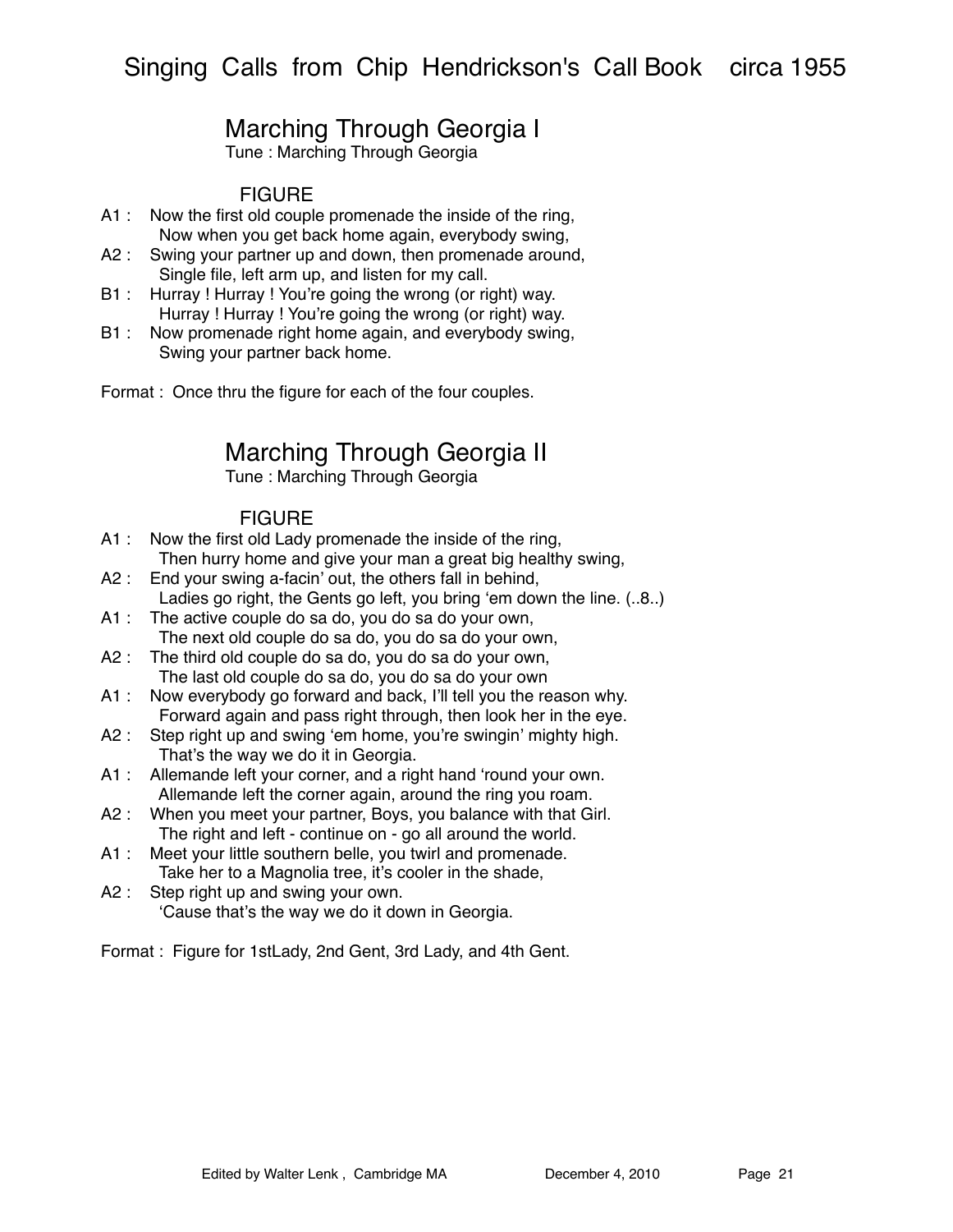## Marching Through Georgia I

Tune : Marching Through Georgia

FIGURE

A1 : Now the first old couple promenade the inside of the ring,
Now when you get back home again, everybody swing,
A2 : Swing your partner up and down, then promenade around,
Single file, left arm up, and listen for my call.
B1 : Hurray ! Hurray ! You're going the wrong (or right) way.
Hurray ! Hurray ! You're going the wrong (or right) way.
B1 : Now promenade right home again, and everybody swing,
Swing your partner back home.

Format : Once thru the figure for each of the four couples.

## Marching Through Georgia II

Tune : Marching Through Georgia

FIGURE

A1 : Now the first old Lady promenade the inside of the ring,
Then hurry home and give your man a great big healthy swing,
A2 : End your swing a-facin' out, the others fall in behind,
Ladies go right, the Gents go left, you bring 'em down the line. (..8..)
A1 : The active couple do sa do, you do sa do your own,
The next old couple do sa do, you do sa do your own,
A2 : The third old couple do sa do, you do sa do your own,
The last old couple do sa do, you do sa do your own
A1 : Now everybody go forward and back, I'll tell you the reason why.
Forward again and pass right through, then look her in the eye.
A2 : Step right up and swing 'em home, you're swingin' mighty high.
That's the way we do it in Georgia.
A1 : Allemande left your corner, and a right hand 'round your own.
Allemande left the corner again, around the ring you roam.
A2 : When you meet your partner, Boys, you balance with that Girl.
The right and left - continue on - go all around the world.
A1 : Meet your little southern belle, you twirl and promenade.
Take her to a Magnolia tree, it's cooler in the shade,
A2 : Step right up and swing your own.
'Cause that's the way we do it down in Georgia.

Format : Figure for 1stLady, 2nd Gent, 3rd Lady, and 4th Gent.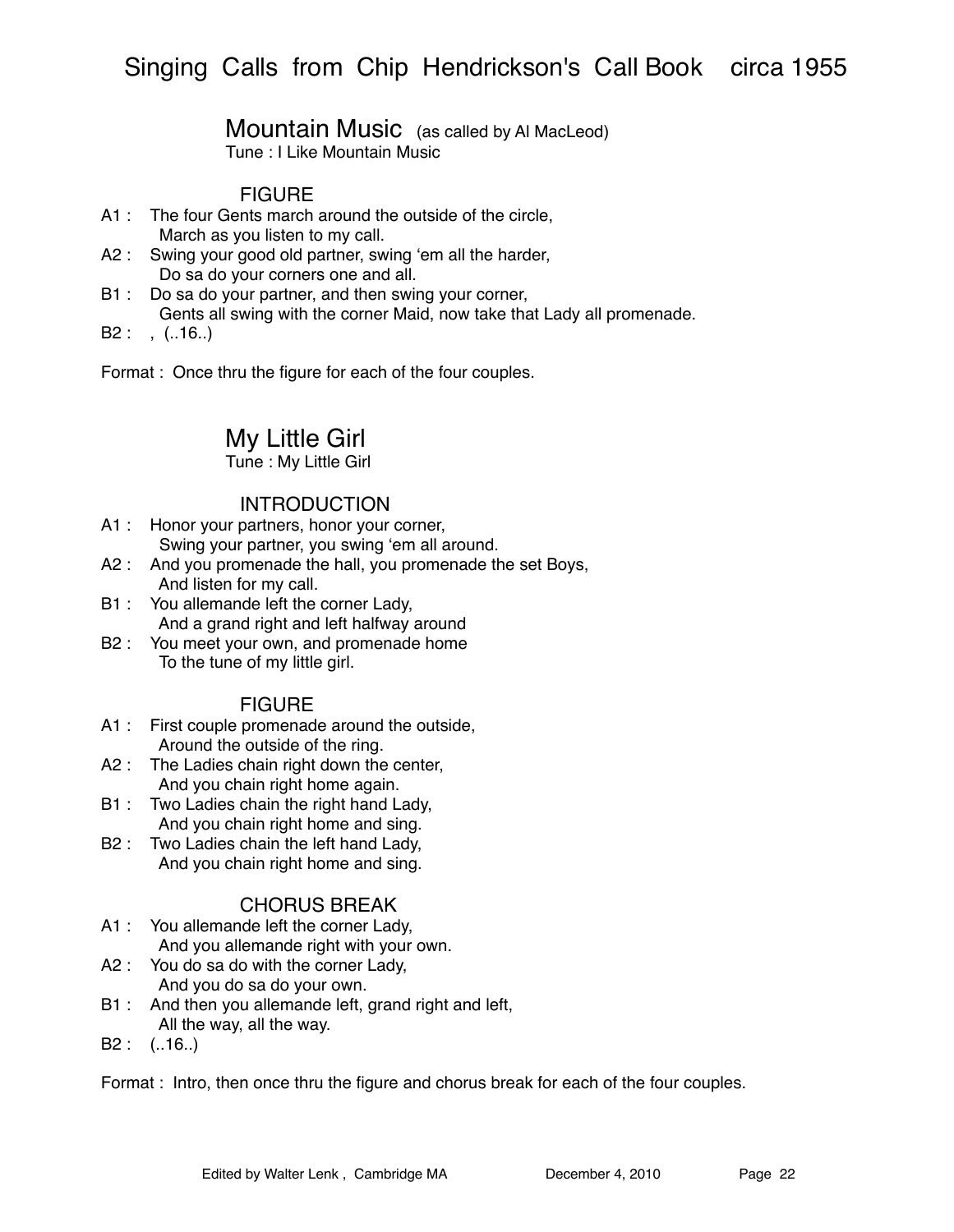## Mountain Music (as called by Al MacLeod)

Tune : I Like Mountain Music

### FIGURE

A1 : The four Gents march around the outside of the circle,
March as you listen to my call.

A2 : Swing your good old partner, swing 'em all the harder,
Do sa do your corners one and all.

B1 : Do sa do your partner, and then swing your corner,
Gents all swing with the corner Maid, now take that Lady all promenade.

B2 : , (..16..)

Format : Once thru the figure for each of the four couples.

## My Little Girl

Tune : My Little Girl

### INTRODUCTION

A1 : Honor your partners, honor your corner,
Swing your partner, you swing 'em all around.

A2 : And you promenade the hall, you promenade the set Boys,
And listen for my call.

B1 : You allemande left the corner Lady,
And a grand right and left halfway around

B2 : You meet your own, and promenade home
To the tune of my little girl.

### FIGURE

A1 : First couple promenade around the outside,
Around the outside of the ring.

A2 : The Ladies chain right down the center,
And you chain right home again.

B1 : Two Ladies chain the right hand Lady,
And you chain right home and sing.

B2 : Two Ladies chain the left hand Lady,
And you chain right home and sing.

### CHORUS BREAK

A1 : You allemande left the corner Lady,
And you allemande right with your own.

A2 : You do sa do with the corner Lady,
And you do sa do your own.

B1 : And then you allemande left, grand right and left,
All the way, all the way.

B2 : (..16..)

Format : Intro, then once thru the figure and chorus break for each of the four couples.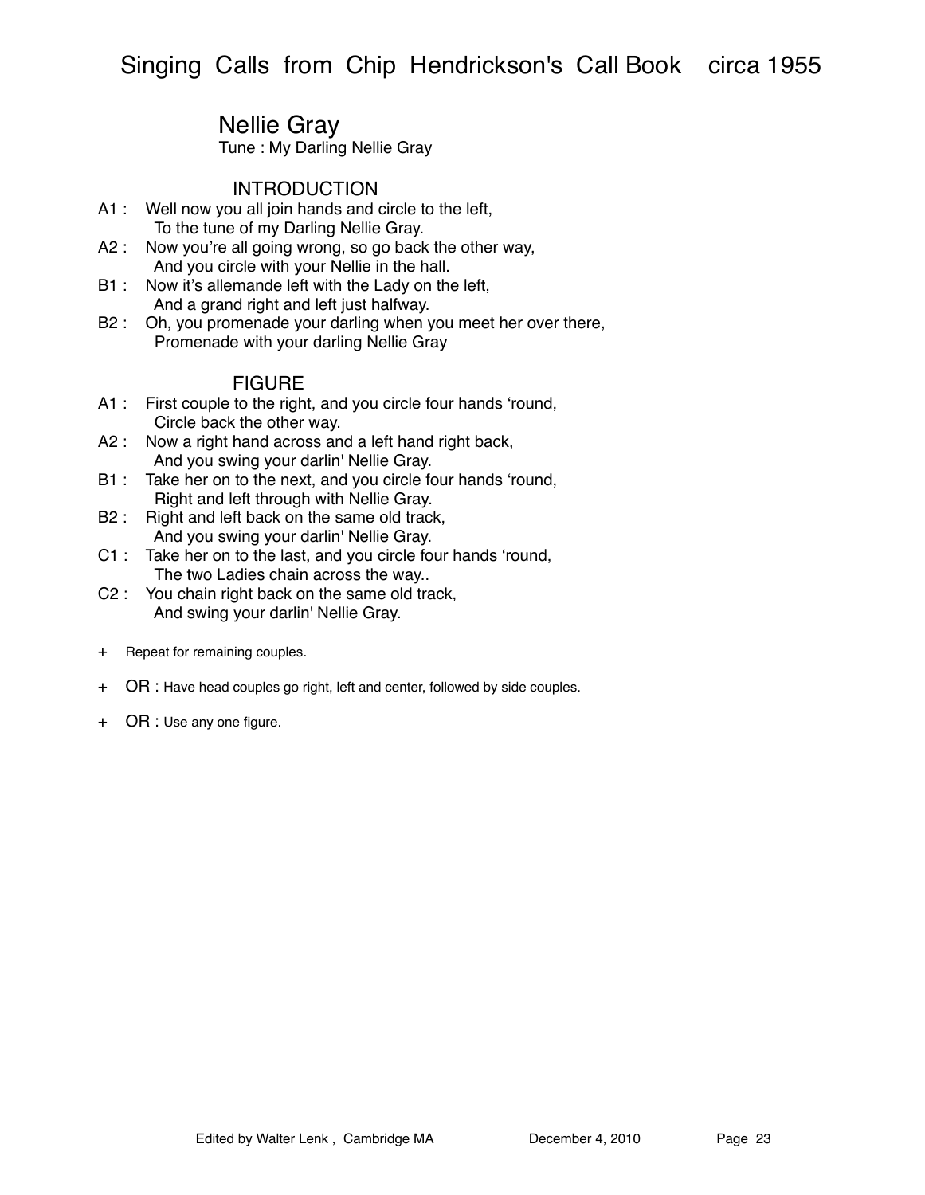## Nellie Gray

Tune : My Darling Nellie Gray

### INTRODUCTION

A1 : Well now you all join hands and circle to the left,
To the tune of my Darling Nellie Gray.

A2 : Now you're all going wrong, so go back the other way,
And you circle with your Nellie in the hall.

B1 : Now it's allemande left with the Lady on the left,
And a grand right and left just halfway.

B2 : Oh, you promenade your darling when you meet her over there,
Promenade with your darling Nellie Gray

### FIGURE

A1 : First couple to the right, and you circle four hands 'round,
Circle back the other way.

A2 : Now a right hand across and a left hand right back,
And you swing your darlin' Nellie Gray.

B1 : Take her on to the next, and you circle four hands 'round,
Right and left through with Nellie Gray.

B2 : Right and left back on the same old track,
And you swing your darlin' Nellie Gray.

C1 : Take her on to the last, and you circle four hands 'round,
The two Ladies chain across the way..

C2 : You chain right back on the same old track,
And swing your darlin' Nellie Gray.

+ Repeat for remaining couples.

+ OR : Have head couples go right, left and center, followed by side couples.

+ OR : Use any one figure.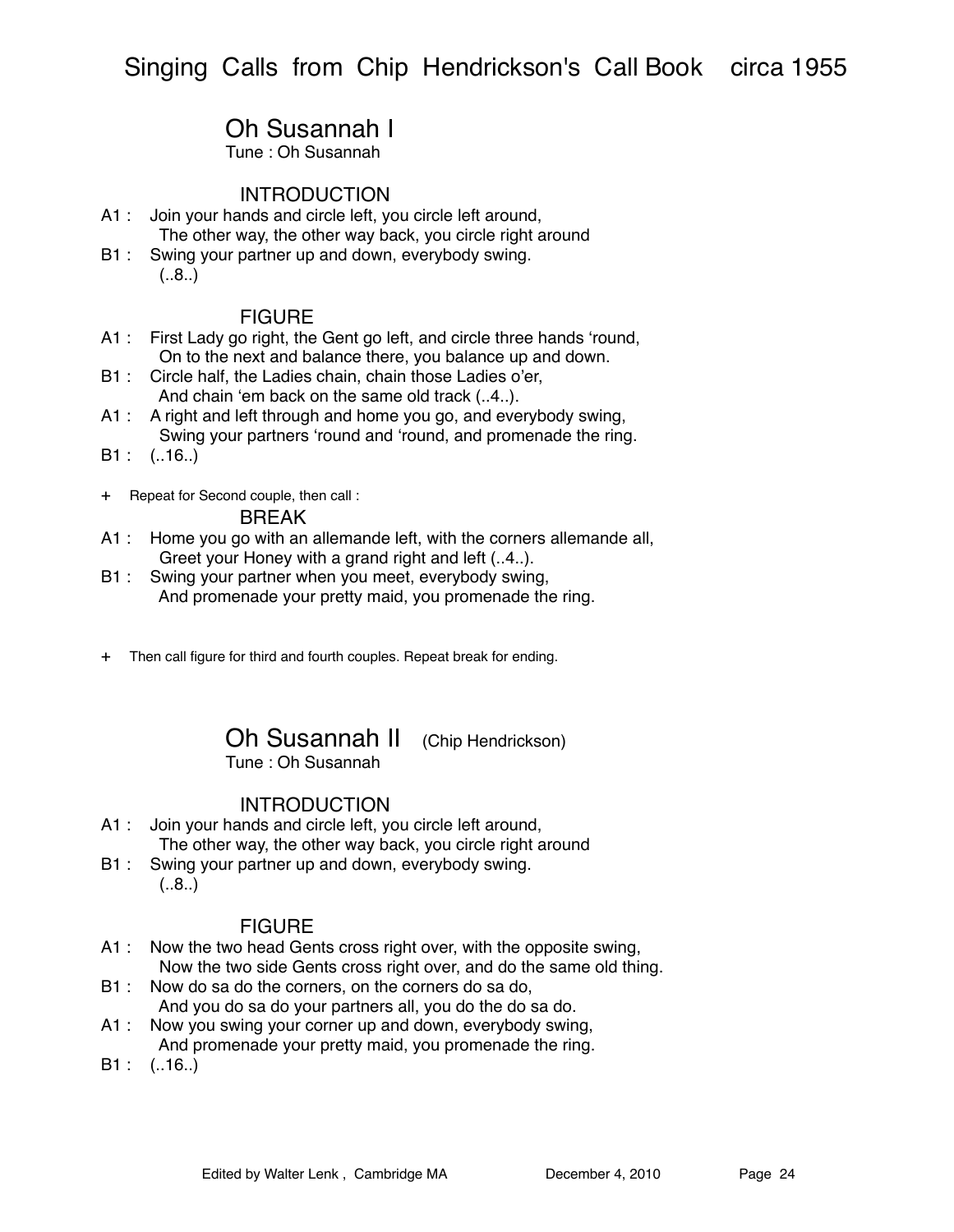# Singing Calls from Chip Hendrickson's Call Book circa 1955

## Oh Susannah I

Tune : Oh Susannah

### INTRODUCTION

A1 : Join your hands and circle left, you circle left around,
The other way, the other way back, you circle right around

B1 : Swing your partner up and down, everybody swing.
(..8..)

### FIGURE

A1 : First Lady go right, the Gent go left, and circle three hands 'round,
On to the next and balance there, you balance up and down.

B1 : Circle half, the Ladies chain, chain those Ladies o'er,
And chain 'em back on the same old track (..4..).

A1 : A right and left through and home you go, and everybody swing,
Swing your partners 'round and 'round, and promenade the ring.

B1 : (..16..)

+ Repeat for Second couple, then call :

### BREAK

A1 : Home you go with an allemande left, with the corners allemande all,
Greet your Honey with a grand right and left (..4..).

B1 : Swing your partner when you meet, everybody swing,
And promenade your pretty maid, you promenade the ring.

+ Then call figure for third and fourth couples. Repeat break for ending.

## Oh Susannah II (Chip Hendrickson)

Tune : Oh Susannah

### INTRODUCTION

A1 : Join your hands and circle left, you circle left around,
The other way, the other way back, you circle right around

B1 : Swing your partner up and down, everybody swing.
(..8..)

### FIGURE

A1 : Now the two head Gents cross right over, with the opposite swing,
Now the two side Gents cross right over, and do the same old thing.

B1 : Now do sa do the corners, on the corners do sa do,
And you do sa do your partners all, you do the do sa do.

A1 : Now you swing your corner up and down, everybody swing,
And promenade your pretty maid, you promenade the ring.

B1 : (..16..)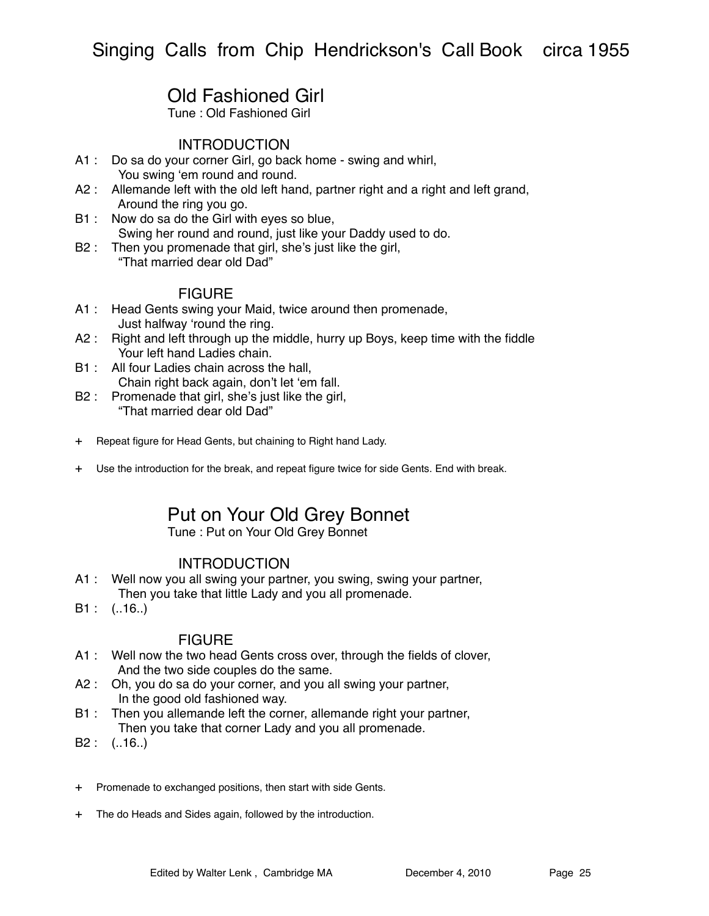## Old Fashioned Girl

Tune : Old Fashioned Girl

### INTRODUCTION

A1 : Do sa do your corner Girl, go back home - swing and whirl,
You swing ‘em round and round.

A2 : Allemande left with the old left hand, partner right and a right and left grand,
Around the ring you go.

B1 : Now do sa do the Girl with eyes so blue,
Swing her round and round, just like your Daddy used to do.

B2 : Then you promenade that girl, she’s just like the girl,
“That married dear old Dad”

### FIGURE

A1 : Head Gents swing your Maid, twice around then promenade,
Just halfway ‘round the ring.

A2 : Right and left through up the middle, hurry up Boys, keep time with the fiddle
Your left hand Ladies chain.

B1 : All four Ladies chain across the hall,
Chain right back again, don’t let ‘em fall.

B2 : Promenade that girl, she’s just like the girl,
“That married dear old Dad”

+ Repeat figure for Head Gents, but chaining to Right hand Lady.

+ Use the introduction for the break, and repeat figure twice for side Gents. End with break.

## Put on Your Old Grey Bonnet

Tune : Put on Your Old Grey Bonnet

### INTRODUCTION

A1 : Well now you all swing your partner, you swing, swing your partner,
Then you take that little Lady and you all promenade.

B1 : (..16..)

### FIGURE

A1 : Well now the two head Gents cross over, through the fields of clover,
And the two side couples do the same.

A2 : Oh, you do sa do your corner, and you all swing your partner,
In the good old fashioned way.

B1 : Then you allemande left the corner, allemande right your partner,
Then you take that corner Lady and you all promenade.

B2 : (..16..)

+ Promenade to exchanged positions, then start with side Gents.

+ The do Heads and Sides again, followed by the introduction.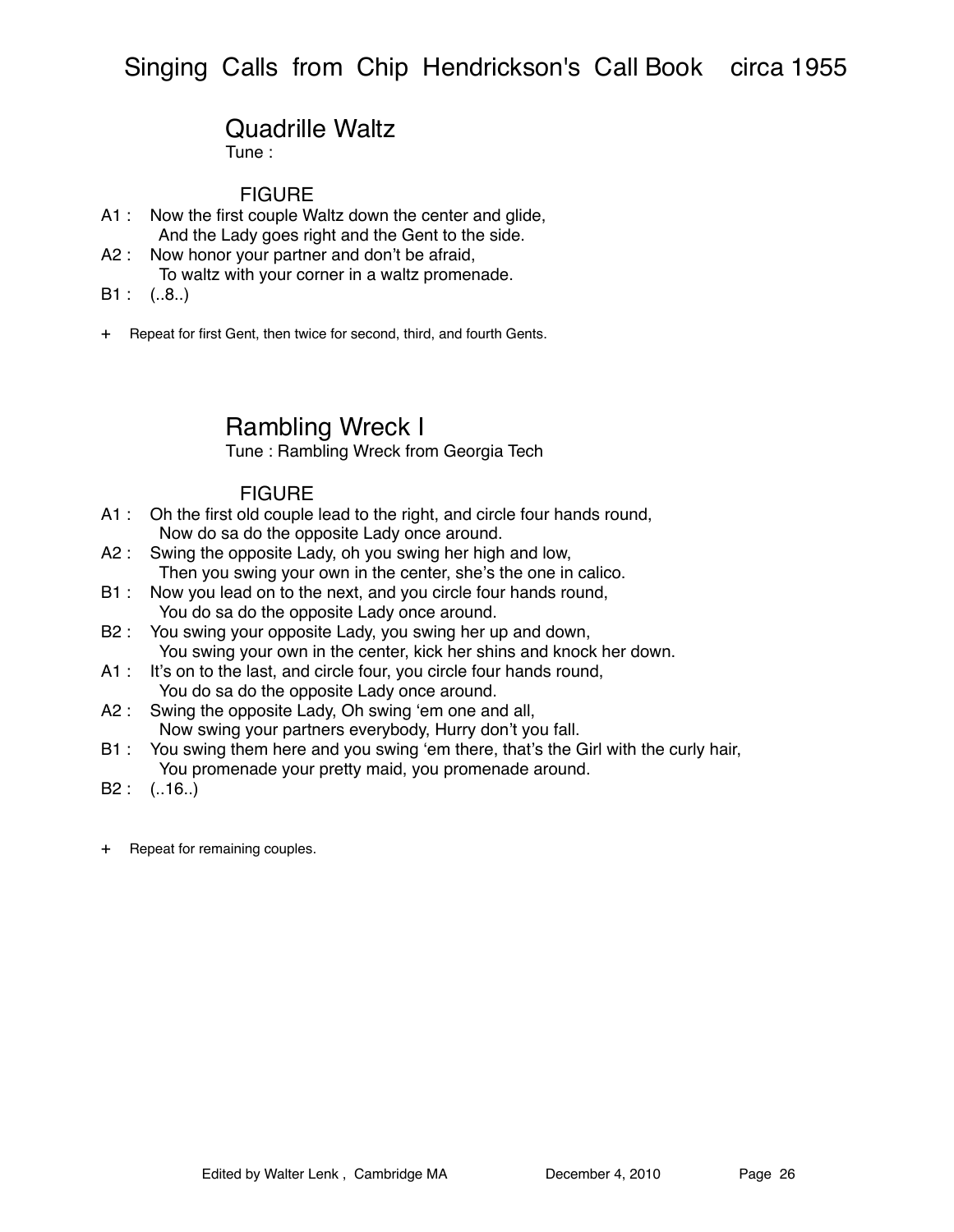## Quadrille Waltz

Tune :

### FIGURE

A1 : Now the first couple Waltz down the center and glide,
  And the Lady goes right and the Gent to the side.
A2 : Now honor your partner and don't be afraid,
  To waltz with your corner in a waltz promenade.
B1 : (..8..)

+ Repeat for first Gent, then twice for second, third, and fourth Gents.

## Rambling Wreck I

Tune : Rambling Wreck from Georgia Tech

### FIGURE

A1 : Oh the first old couple lead to the right, and circle four hands round,
  Now do sa do the opposite Lady once around.
A2 : Swing the opposite Lady, oh you swing her high and low,
  Then you swing your own in the center, she's the one in calico.
B1 : Now you lead on to the next, and you circle four hands round,
  You do sa do the opposite Lady once around.
B2 : You swing your opposite Lady, you swing her up and down,
  You swing your own in the center, kick her shins and knock her down.
A1 : It's on to the last, and circle four, you circle four hands round,
  You do sa do the opposite Lady once around.
A2 : Swing the opposite Lady, Oh swing 'em one and all,
  Now swing your partners everybody, Hurry don't you fall.
B1 : You swing them here and you swing 'em there, that's the Girl with the curly hair,
  You promenade your pretty maid, you promenade around.
B2 : (..16..)

+ Repeat for remaining couples.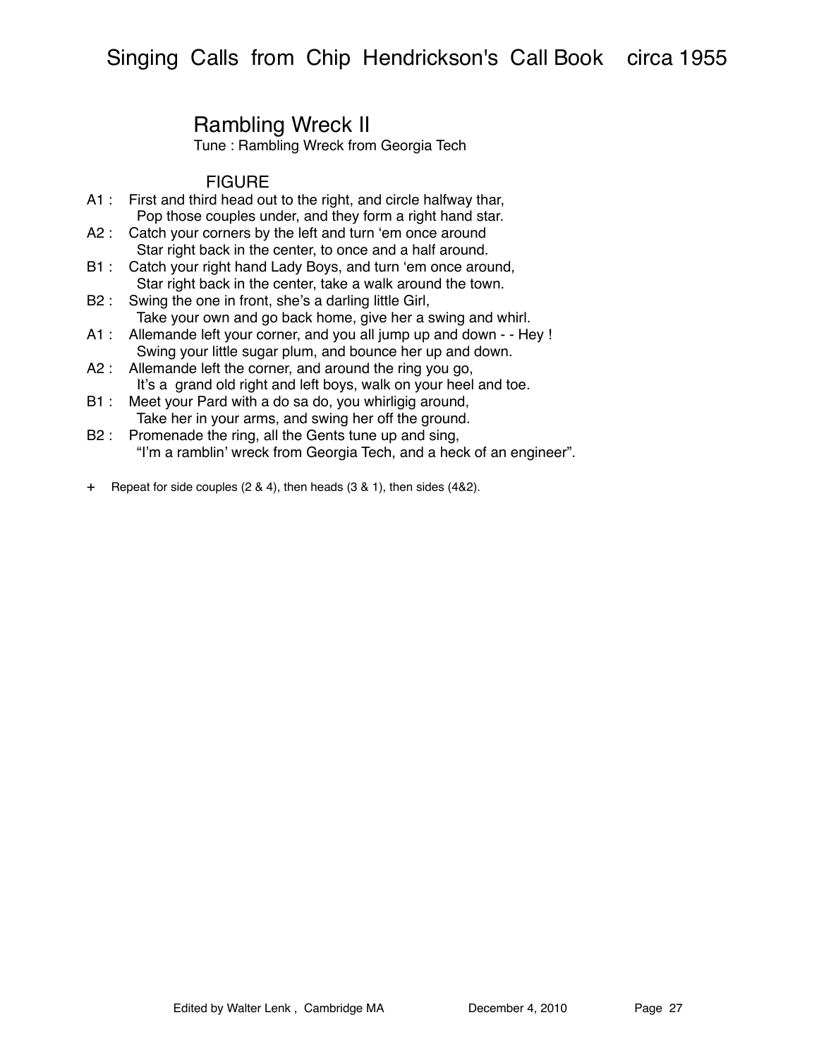## Rambling Wreck II

Tune : Rambling Wreck from Georgia Tech

### FIGURE

A1 : First and third head out to the right, and circle halfway thar,
Pop those couples under, and they form a right hand star.

A2 : Catch your corners by the left and turn 'em once around
Star right back in the center, to once and a half around.

B1 : Catch your right hand Lady Boys, and turn 'em once around,
Star right back in the center, take a walk around the town.

B2 : Swing the one in front, she's a darling little Girl,
Take your own and go back home, give her a swing and whirl.

A1 : Allemande left your corner, and you all jump up and down - - Hey !
Swing your little sugar plum, and bounce her up and down.

A2 : Allemande left the corner, and around the ring you go,
It's a grand old right and left boys, walk on your heel and toe.

B1 : Meet your Pard with a do sa do, you whirligig around,
Take her in your arms, and swing her off the ground.

B2 : Promenade the ring, all the Gents tune up and sing,
"I'm a ramblin' wreck from Georgia Tech, and a heck of an engineer".

\+ Repeat for side couples (2 & 4), then heads (3 & 1), then sides (4&2).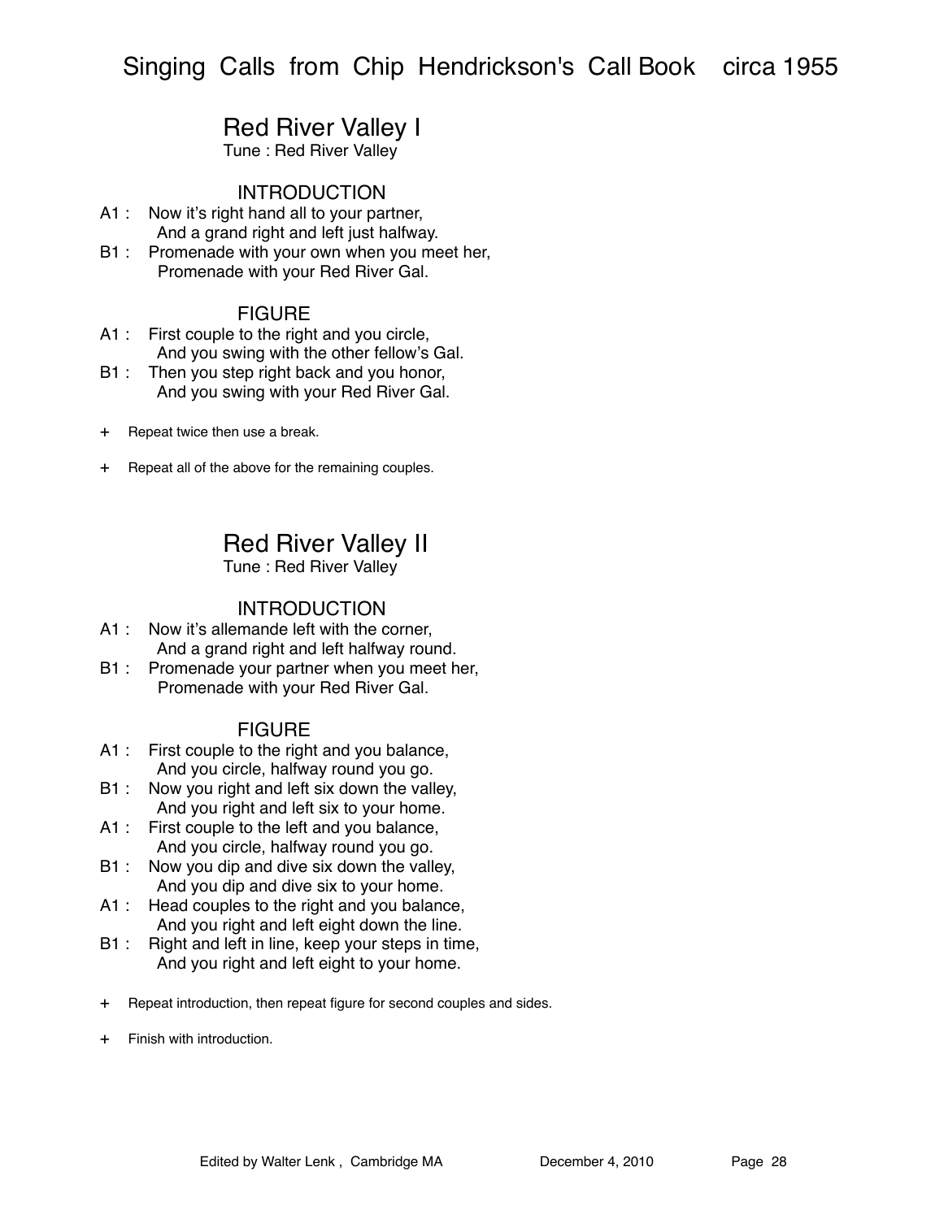## Red River Valley I

Tune : Red River Valley

### INTRODUCTION

A1 : Now it's right hand all to your partner,
And a grand right and left just halfway.

B1 : Promenade with your own when you meet her,
Promenade with your Red River Gal.

### FIGURE

A1 : First couple to the right and you circle,
And you swing with the other fellow's Gal.

B1 : Then you step right back and you honor,
And you swing with your Red River Gal.

+ Repeat twice then use a break.

+ Repeat all of the above for the remaining couples.

## Red River Valley II

Tune : Red River Valley

### INTRODUCTION

A1 : Now it's allemande left with the corner,
And a grand right and left halfway round.

B1 : Promenade your partner when you meet her,
Promenade with your Red River Gal.

### FIGURE

A1 : First couple to the right and you balance,
And you circle, halfway round you go.

B1 : Now you right and left six down the valley,
And you right and left six to your home.

A1 : First couple to the left and you balance,
And you circle, halfway round you go.

B1 : Now you dip and dive six down the valley,
And you dip and dive six to your home.

A1 : Head couples to the right and you balance,
And you right and left eight down the line.

B1 : Right and left in line, keep your steps in time,
And you right and left eight to your home.

+ Repeat introduction, then repeat figure for second couples and sides.

+ Finish with introduction.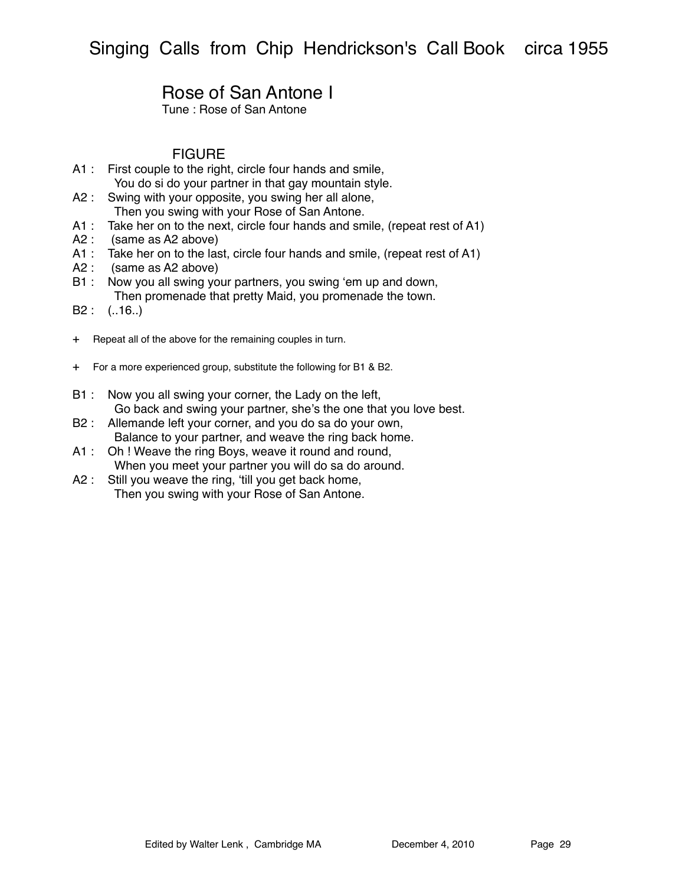## Rose of San Antone I

Tune : Rose of San Antone

### FIGURE

A1 : First couple to the right, circle four hands and smile,
You do si do your partner in that gay mountain style.

A2 : Swing with your opposite, you swing her all alone,
Then you swing with your Rose of San Antone.

A1 : Take her on to the next, circle four hands and smile, (repeat rest of A1)

A2 : (same as A2 above)

A1 : Take her on to the last, circle four hands and smile, (repeat rest of A1)

A2 : (same as A2 above)

B1 : Now you all swing your partners, you swing 'em up and down,
Then promenade that pretty Maid, you promenade the town.

B2 : (..16..)

+ Repeat all of the above for the remaining couples in turn.

+ For a more experienced group, substitute the following for B1 & B2.

B1 : Now you all swing your corner, the Lady on the left,
Go back and swing your partner, she's the one that you love best.

B2 : Allemande left your corner, and you do sa do your own,
Balance to your partner, and weave the ring back home.

A1 : Oh ! Weave the ring Boys, weave it round and round,
When you meet your partner you will do sa do around.

A2 : Still you weave the ring, 'till you get back home,
Then you swing with your Rose of San Antone.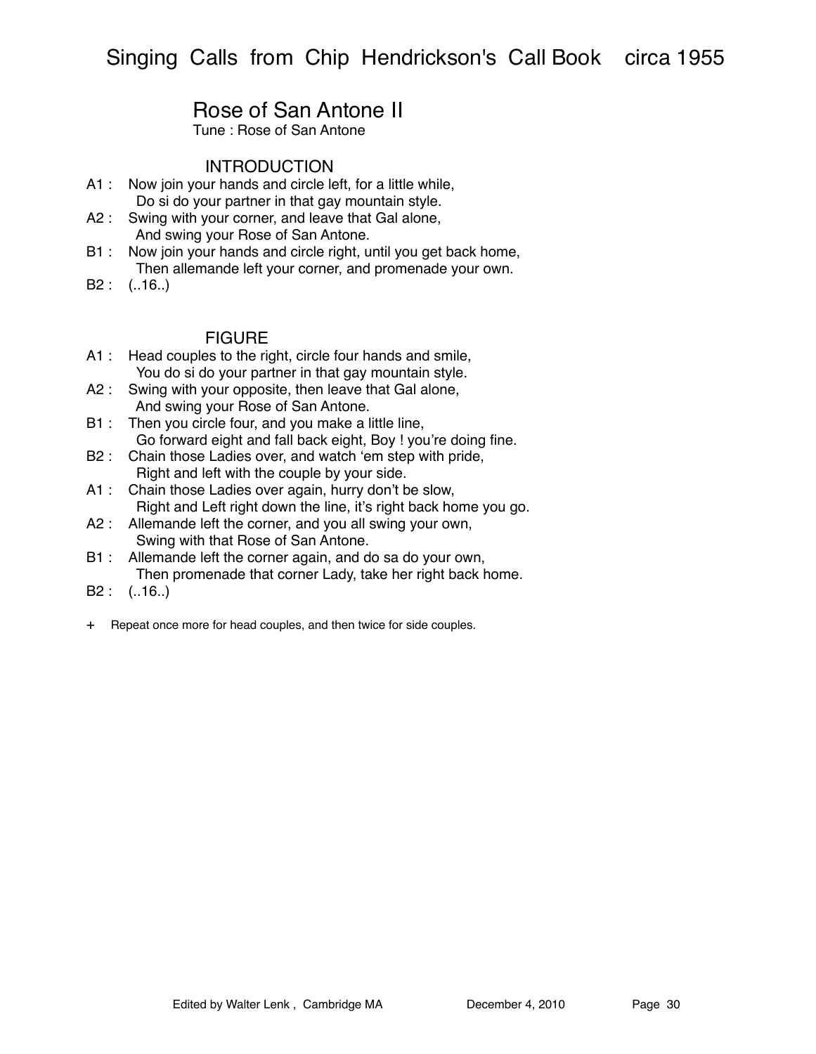## Rose of San Antone II

Tune : Rose of San Antone

### INTRODUCTION

A1 : Now join your hands and circle left, for a little while,
Do si do your partner in that gay mountain style.

A2 : Swing with your corner, and leave that Gal alone,
And swing your Rose of San Antone.

B1 : Now join your hands and circle right, until you get back home,
Then allemande left your corner, and promenade your own.

B2 : (..16..)

### FIGURE

A1 : Head couples to the right, circle four hands and smile,
You do si do your partner in that gay mountain style.

A2 : Swing with your opposite, then leave that Gal alone,
And swing your Rose of San Antone.

B1 : Then you circle four, and you make a little line,
Go forward eight and fall back eight, Boy ! you're doing fine.

B2 : Chain those Ladies over, and watch 'em step with pride,
Right and left with the couple by your side.

A1 : Chain those Ladies over again, hurry don't be slow,
Right and Left right down the line, it's right back home you go.

A2 : Allemande left the corner, and you all swing your own,
Swing with that Rose of San Antone.

B1 : Allemande left the corner again, and do sa do your own,
Then promenade that corner Lady, take her right back home.

B2 : (..16..)

\+ Repeat once more for head couples, and then twice for side couples.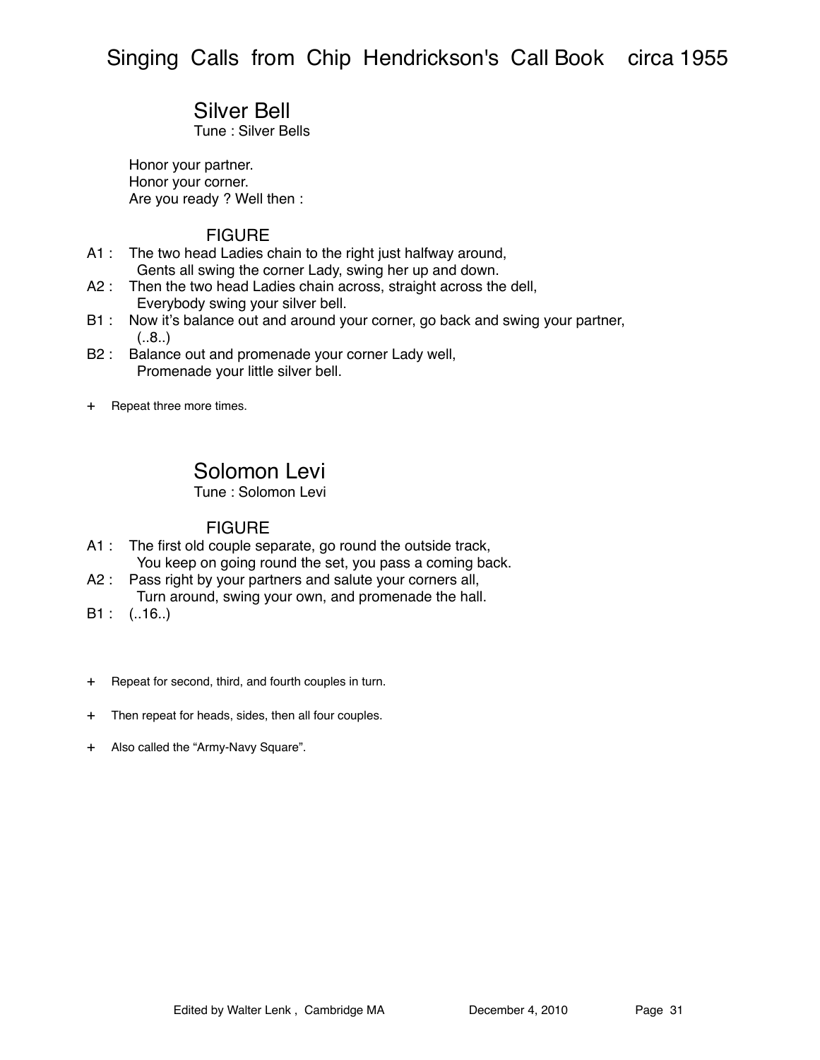## Silver Bell

Tune : Silver Bells

Honor your partner.
Honor your corner.
Are you ready ? Well then :

### FIGURE

A1 : The two head Ladies chain to the right just halfway around,
Gents all swing the corner Lady, swing her up and down.

A2 : Then the two head Ladies chain across, straight across the dell,
Everybody swing your silver bell.

B1 : Now it's balance out and around your corner, go back and swing your partner,
(..8..)

B2 : Balance out and promenade your corner Lady well,
Promenade your little silver bell.

\+ Repeat three more times.

## Solomon Levi

Tune : Solomon Levi

### FIGURE

A1 : The first old couple separate, go round the outside track,
You keep on going round the set, you pass a coming back.

A2 : Pass right by your partners and salute your corners all,
Turn around, swing your own, and promenade the hall.

B1 : (..16..)

\+ Repeat for second, third, and fourth couples in turn.

\+ Then repeat for heads, sides, then all four couples.

\+ Also called the "Army-Navy Square".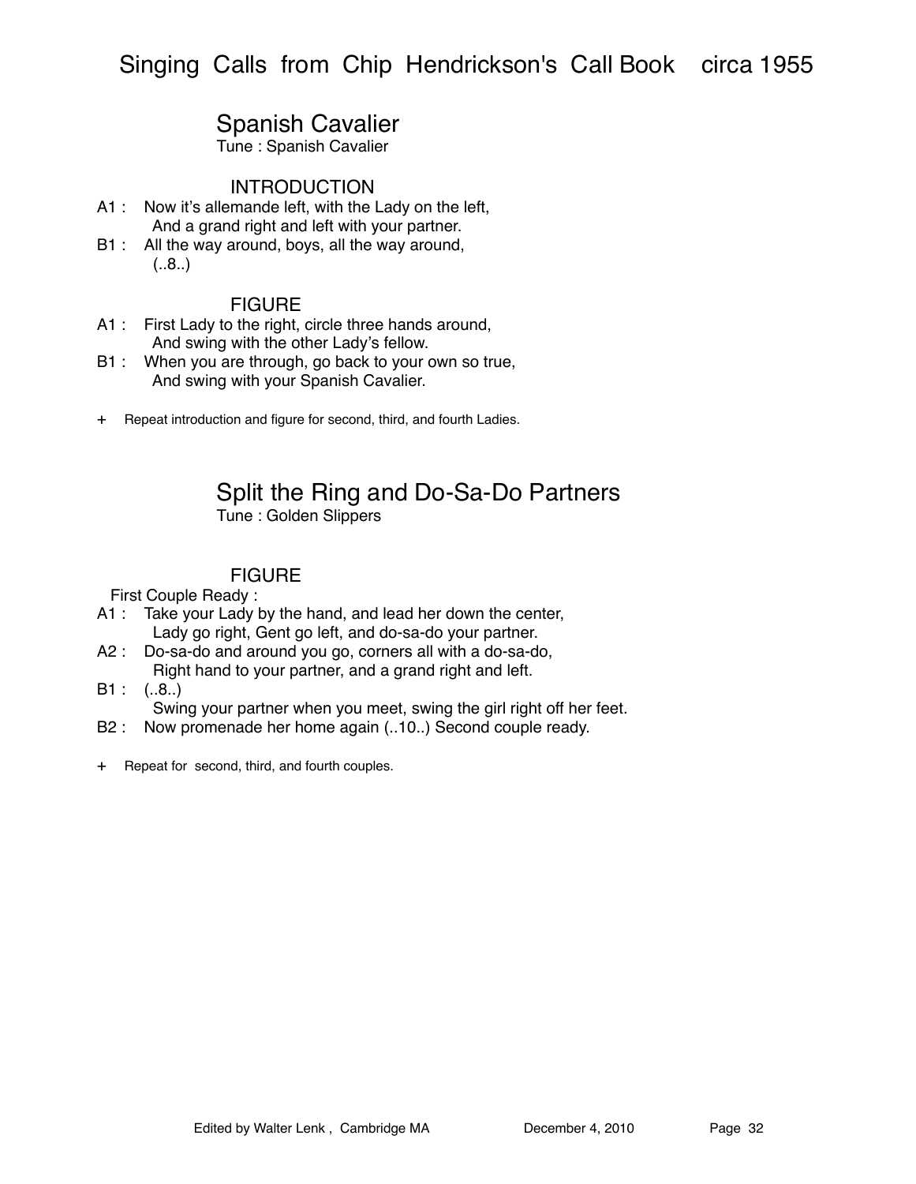## Spanish Cavalier

Tune : Spanish Cavalier

### INTRODUCTION

A1 : Now it's allemande left, with the Lady on the left,
And a grand right and left with your partner.

B1 : All the way around, boys, all the way around,
(..8..)

### FIGURE

A1 : First Lady to the right, circle three hands around,
And swing with the other Lady's fellow.

B1 : When you are through, go back to your own so true,
And swing with your Spanish Cavalier.

\+ Repeat introduction and figure for second, third, and fourth Ladies.

## Split the Ring and Do-Sa-Do Partners

Tune : Golden Slippers

### FIGURE

First Couple Ready :

A1 : Take your Lady by the hand, and lead her down the center,
Lady go right, Gent go left, and do-sa-do your partner.

A2 : Do-sa-do and around you go, corners all with a do-sa-do,
Right hand to your partner, and a grand right and left.

B1 : (..8..)
Swing your partner when you meet, swing the girl right off her feet.

B2 : Now promenade her home again (..10..) Second couple ready.

\+ Repeat for second, third, and fourth couples.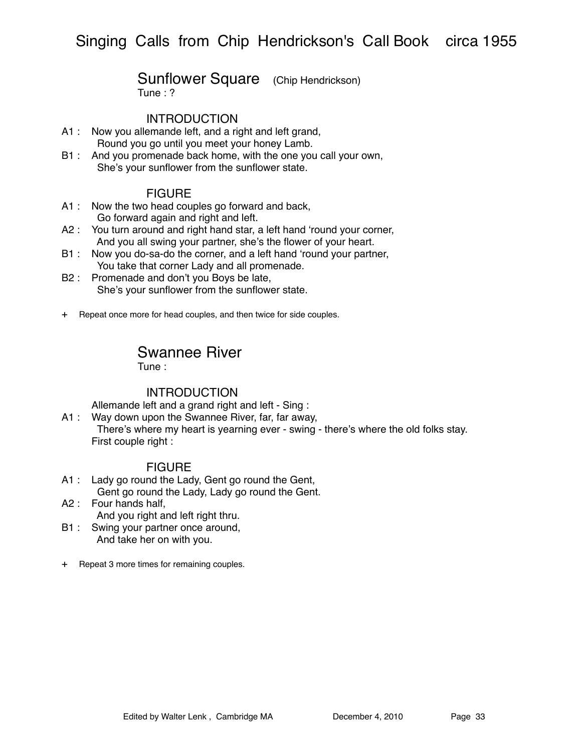# Singing Calls from Chip Hendrickson's Call Book circa 1955

## Sunflower Square (Chip Hendrickson)

Tune : ?

### INTRODUCTION

A1 : Now you allemande left, and a right and left grand,
Round you go until you meet your honey Lamb.

B1 : And you promenade back home, with the one you call your own,
She's your sunflower from the sunflower state.

### FIGURE

A1 : Now the two head couples go forward and back,
Go forward again and right and left.

A2 : You turn around and right hand star, a left hand 'round your corner,
And you all swing your partner, she's the flower of your heart.

B1 : Now you do-sa-do the corner, and a left hand 'round your partner,
You take that corner Lady and all promenade.

B2 : Promenade and don't you Boys be late,
She's your sunflower from the sunflower state.

\+ Repeat once more for head couples, and then twice for side couples.

## Swannee River

Tune :

### INTRODUCTION

Allemande left and a grand right and left - Sing :

A1 : Way down upon the Swannee River, far, far away,
There's where my heart is yearning ever - swing - there's where the old folks stay.
First couple right :

### FIGURE

A1 : Lady go round the Lady, Gent go round the Gent,
Gent go round the Lady, Lady go round the Gent.

A2 : Four hands half,
And you right and left right thru.

B1 : Swing your partner once around,
And take her on with you.

\+ Repeat 3 more times for remaining couples.

Edited by Walter Lenk , Cambridge MA December 4, 2010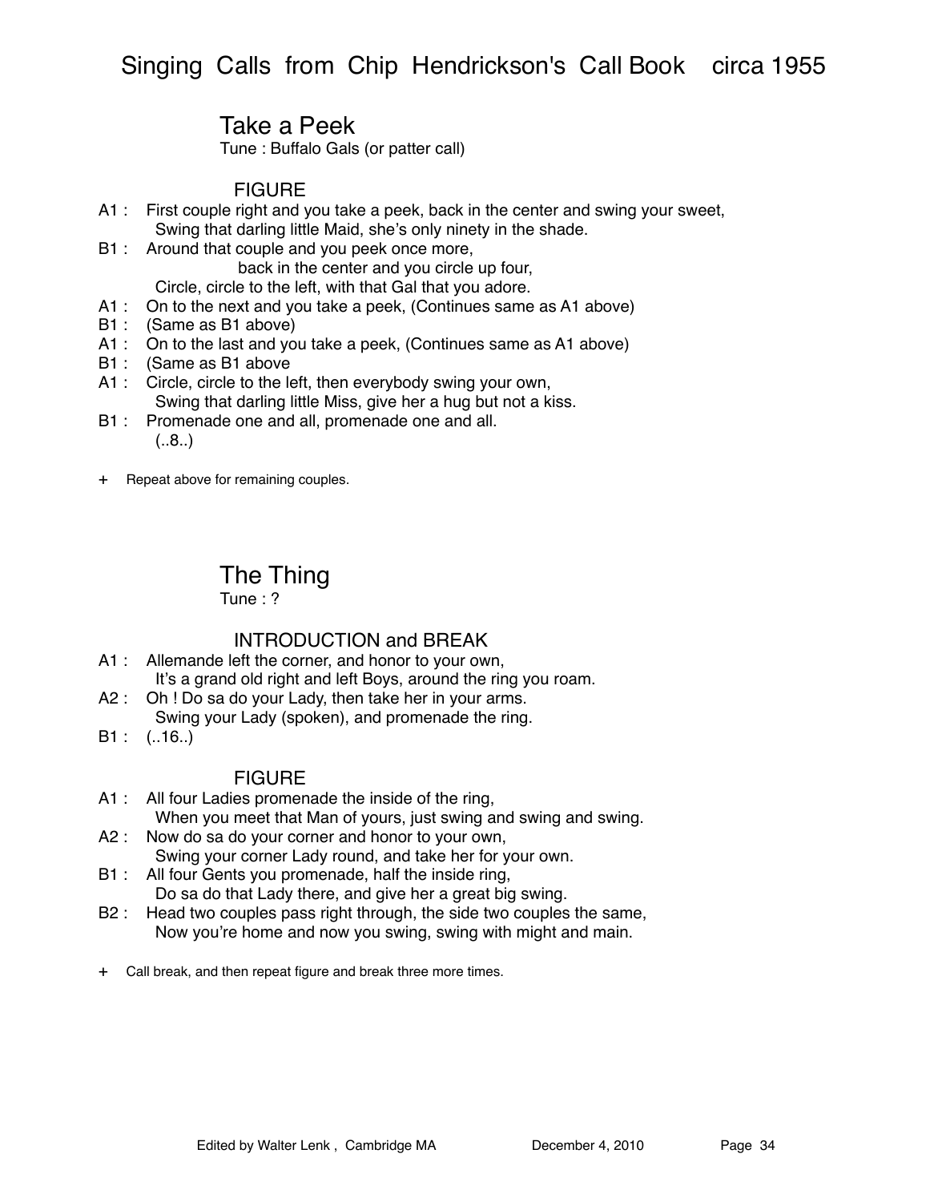## Take a Peek

Tune : Buffalo Gals (or patter call)

### FIGURE

A1 : First couple right and you take a peek, back in the center and swing your sweet,
Swing that darling little Maid, she's only ninety in the shade.

B1 : Around that couple and you peek once more,
back in the center and you circle up four,
Circle, circle to the left, with that Gal that you adore.

A1 : On to the next and you take a peek, (Continues same as A1 above)

B1 : (Same as B1 above)

A1 : On to the last and you take a peek, (Continues same as A1 above)

B1 : (Same as B1 above

A1 : Circle, circle to the left, then everybody swing your own,
Swing that darling little Miss, give her a hug but not a kiss.

B1 : Promenade one and all, promenade one and all.
(..8..)

\+ Repeat above for remaining couples.

## The Thing

Tune : ?

### INTRODUCTION and BREAK

A1 : Allemande left the corner, and honor to your own,
It's a grand old right and left Boys, around the ring you roam.

A2 : Oh ! Do sa do your Lady, then take her in your arms.
Swing your Lady (spoken), and promenade the ring.

B1 : (..16..)

### FIGURE

A1 : All four Ladies promenade the inside of the ring,
When you meet that Man of yours, just swing and swing and swing.

A2 : Now do sa do your corner and honor to your own,
Swing your corner Lady round, and take her for your own.

B1 : All four Gents you promenade, half the inside ring,
Do sa do that Lady there, and give her a great big swing.

B2 : Head two couples pass right through, the side two couples the same,
Now you're home and now you swing, swing with might and main.

\+ Call break, and then repeat figure and break three more times.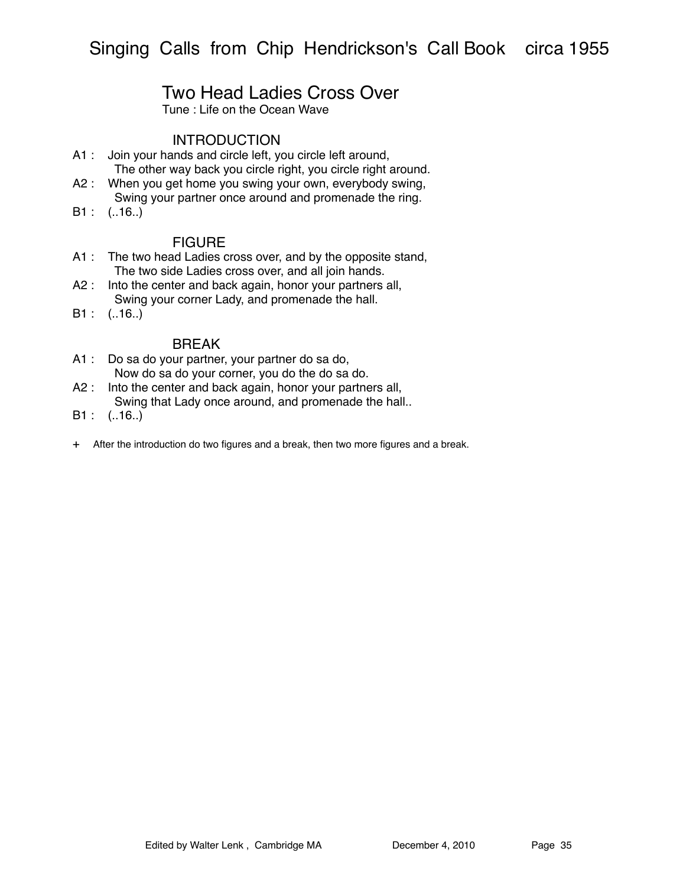## Two Head Ladies Cross Over

Tune : Life on the Ocean Wave

### INTRODUCTION

A1 : Join your hands and circle left, you circle left around,
The other way back you circle right, you circle right around.

A2 : When you get home you swing your own, everybody swing,
Swing your partner once around and promenade the ring.

B1 : (..16..)

### FIGURE

A1 : The two head Ladies cross over, and by the opposite stand,
The two side Ladies cross over, and all join hands.

A2 : Into the center and back again, honor your partners all,
Swing your corner Lady, and promenade the hall.

B1 : (..16..)

### BREAK

A1 : Do sa do your partner, your partner do sa do,
Now do sa do your corner, you do the do sa do.

A2 : Into the center and back again, honor your partners all,
Swing that Lady once around, and promenade the hall..

B1 : (..16..)

\+ After the introduction do two figures and a break, then two more figures and a break.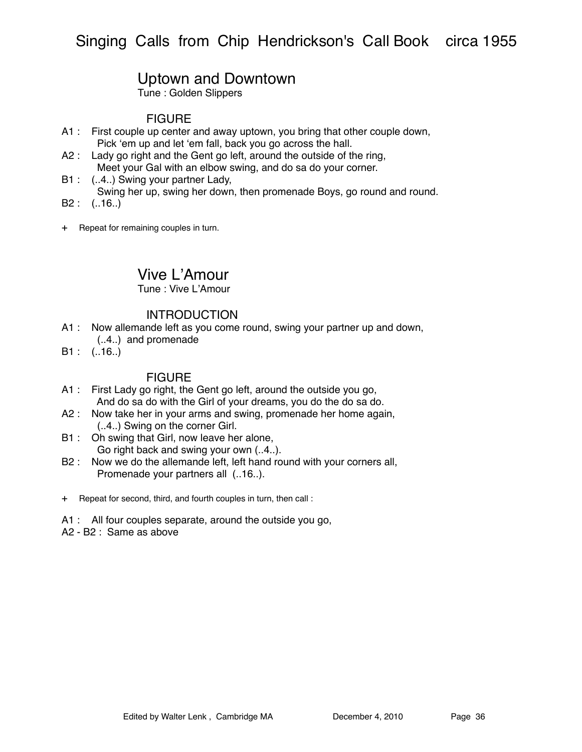## Uptown and Downtown

Tune : Golden Slippers

### FIGURE

A1 : First couple up center and away uptown, you bring that other couple down,
Pick 'em up and let 'em fall, back you go across the hall.

A2 : Lady go right and the Gent go left, around the outside of the ring,
Meet your Gal with an elbow swing, and do sa do your corner.

B1 : (..4..) Swing your partner Lady,
Swing her up, swing her down, then promenade Boys, go round and round.

B2 : (..16..)

\+ Repeat for remaining couples in turn.

## Vive L'Amour

Tune : Vive L'Amour

### INTRODUCTION

A1 : Now allemande left as you come round, swing your partner up and down,
(..4..) and promenade

B1 : (..16..)

### FIGURE

A1 : First Lady go right, the Gent go left, around the outside you go,
And do sa do with the Girl of your dreams, you do the do sa do.

A2 : Now take her in your arms and swing, promenade her home again,
(..4..) Swing on the corner Girl.

B1 : Oh swing that Girl, now leave her alone,
Go right back and swing your own (..4..).

B2 : Now we do the allemande left, left hand round with your corners all,
Promenade your partners all (..16..).

\+ Repeat for second, third, and fourth couples in turn, then call :

A1 : All four couples separate, around the outside you go,

A2 - B2 : Same as above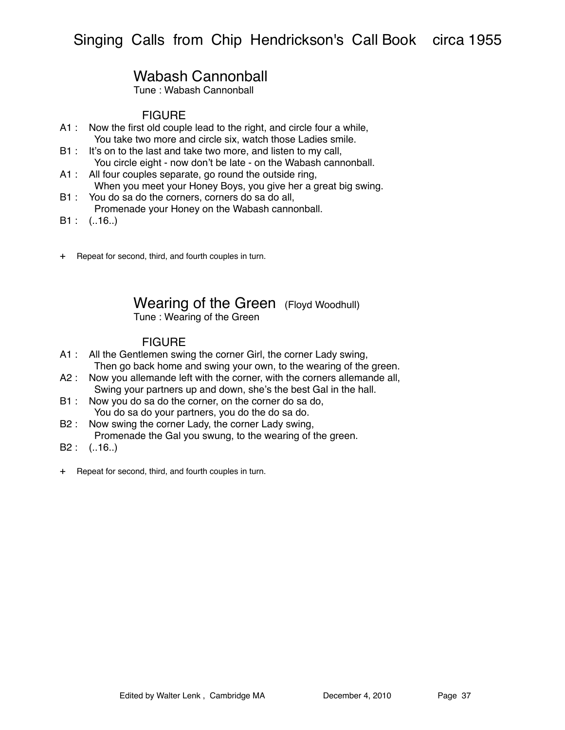## Wabash Cannonball

Tune : Wabash Cannonball

### FIGURE

A1 : Now the first old couple lead to the right, and circle four a while,
  You take two more and circle six, watch those Ladies smile.

B1 : It's on to the last and take two more, and listen to my call,
  You circle eight - now don't be late - on the Wabash cannonball.

A1 : All four couples separate, go round the outside ring,
  When you meet your Honey Boys, you give her a great big swing.

B1 : You do sa do the corners, corners do sa do all,
  Promenade your Honey on the Wabash cannonball.

B1 : (..16..)

\+ Repeat for second, third, and fourth couples in turn.

## Wearing of the Green (Floyd Woodhull)

Tune : Wearing of the Green

### FIGURE

A1 : All the Gentlemen swing the corner Girl, the corner Lady swing,
  Then go back home and swing your own, to the wearing of the green.

A2 : Now you allemande left with the corner, with the corners allemande all,
  Swing your partners up and down, she's the best Gal in the hall.

B1 : Now you do sa do the corner, on the corner do sa do,
  You do sa do your partners, you do the do sa do.

B2 : Now swing the corner Lady, the corner Lady swing,
  Promenade the Gal you swung, to the wearing of the green.

B2 : (..16..)

\+ Repeat for second, third, and fourth couples in turn.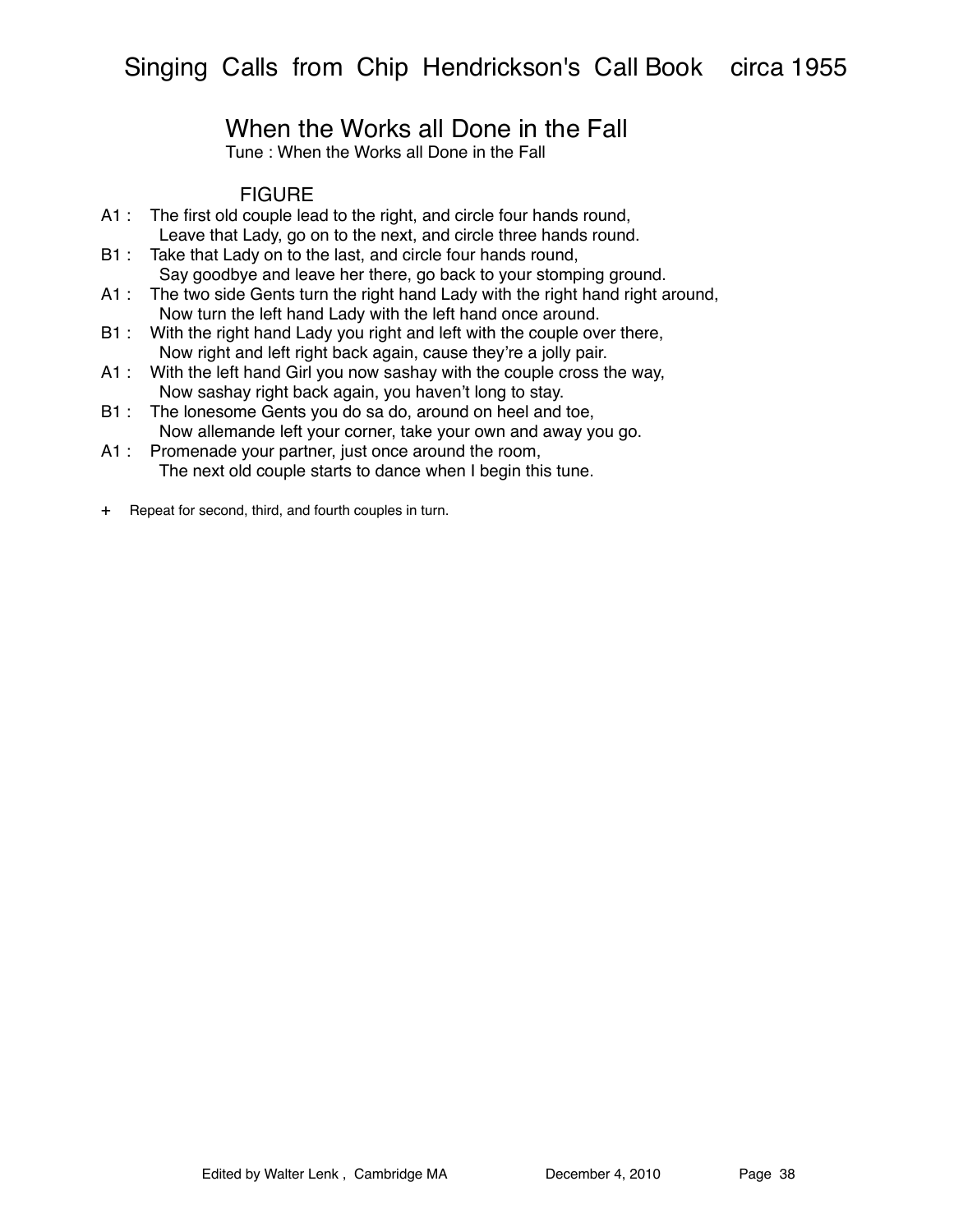## When the Works all Done in the Fall

Tune : When the Works all Done in the Fall

### FIGURE

A1 : The first old couple lead to the right, and circle four hands round,
  Leave that Lady, go on to the next, and circle three hands round.
B1 : Take that Lady on to the last, and circle four hands round,
  Say goodbye and leave her there, go back to your stomping ground.
A1 : The two side Gents turn the right hand Lady with the right hand right around,
  Now turn the left hand Lady with the left hand once around.
B1 : With the right hand Lady you right and left with the couple over there,
  Now right and left right back again, cause they're a jolly pair.
A1 : With the left hand Girl you now sashay with the couple cross the way,
  Now sashay right back again, you haven't long to stay.
B1 : The lonesome Gents you do sa do, around on heel and toe,
  Now allemande left your corner, take your own and away you go.
A1 : Promenade your partner, just once around the room,
  The next old couple starts to dance when I begin this tune.

+ Repeat for second, third, and fourth couples in turn.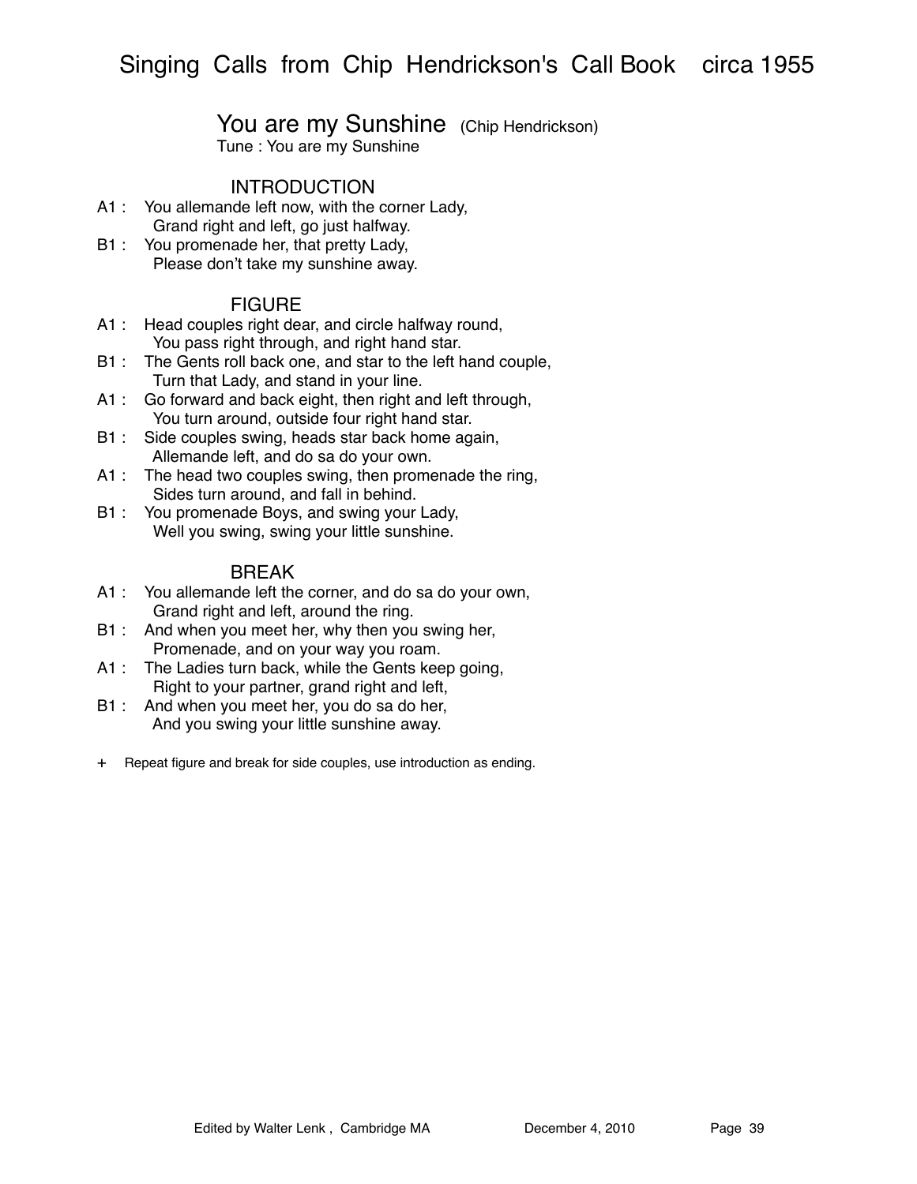## You are my Sunshine (Chip Hendrickson)

Tune : You are my Sunshine

### INTRODUCTION

A1 : You allemande left now, with the corner Lady,
Grand right and left, go just halfway.

B1 : You promenade her, that pretty Lady,
Please don't take my sunshine away.

### FIGURE

A1 : Head couples right dear, and circle halfway round,
You pass right through, and right hand star.

B1 : The Gents roll back one, and star to the left hand couple,
Turn that Lady, and stand in your line.

A1 : Go forward and back eight, then right and left through,
You turn around, outside four right hand star.

B1 : Side couples swing, heads star back home again,
Allemande left, and do sa do your own.

A1 : The head two couples swing, then promenade the ring,
Sides turn around, and fall in behind.

B1 : You promenade Boys, and swing your Lady,
Well you swing, swing your little sunshine.

### BREAK

A1 : You allemande left the corner, and do sa do your own,
Grand right and left, around the ring.

B1 : And when you meet her, why then you swing her,
Promenade, and on your way you roam.

A1 : The Ladies turn back, while the Gents keep going,
Right to your partner, grand right and left,

B1 : And when you meet her, you do sa do her,
And you swing your little sunshine away.

\+ Repeat figure and break for side couples, use introduction as ending.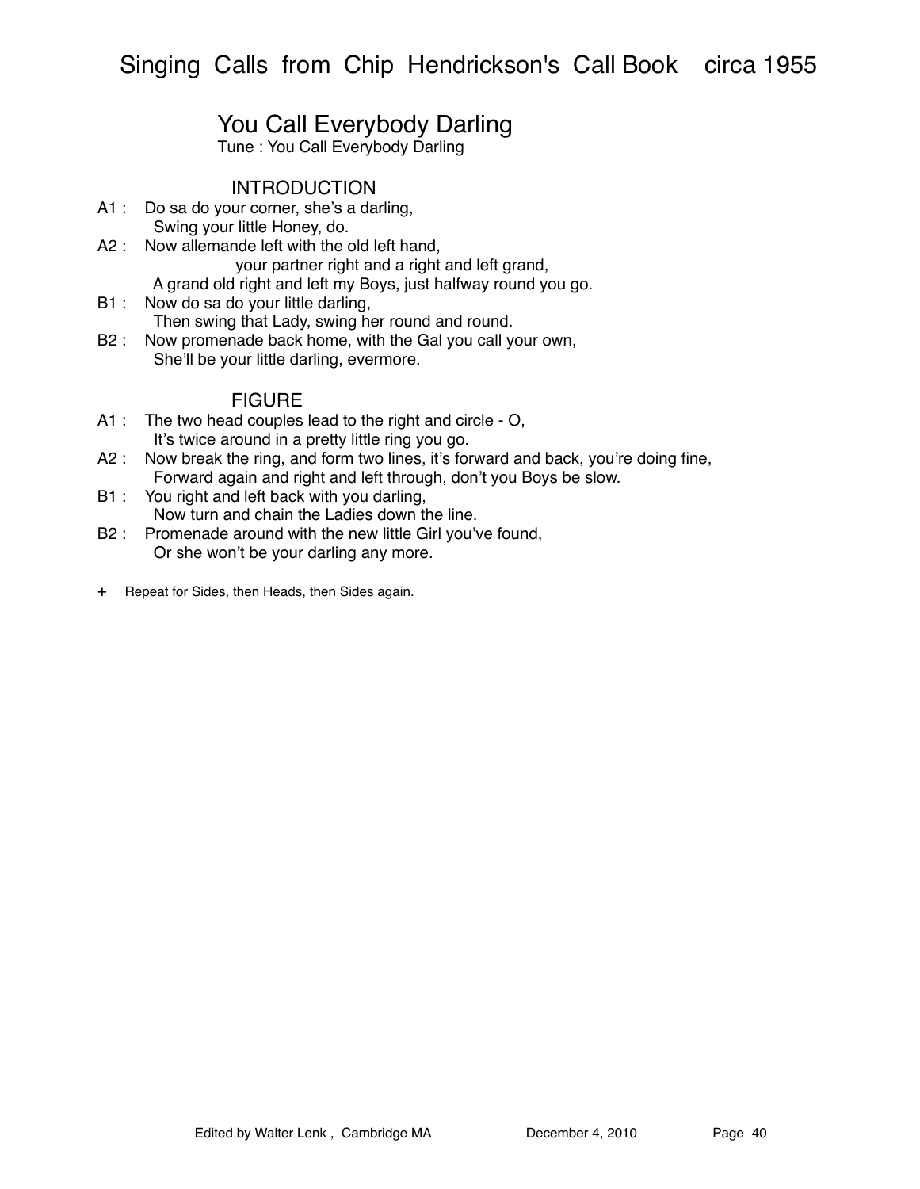## You Call Everybody Darling

Tune : You Call Everybody Darling

### INTRODUCTION

A1 : Do sa do your corner, she's a darling,
Swing your little Honey, do.

A2 : Now allemande left with the old left hand,
your partner right and a right and left grand,
A grand old right and left my Boys, just halfway round you go.

B1 : Now do sa do your little darling,
Then swing that Lady, swing her round and round.

B2 : Now promenade back home, with the Gal you call your own,
She'll be your little darling, evermore.

### FIGURE

A1 : The two head couples lead to the right and circle - O,
It's twice around in a pretty little ring you go.

A2 : Now break the ring, and form two lines, it's forward and back, you're doing fine,
Forward again and right and left through, don't you Boys be slow.

B1 : You right and left back with you darling,
Now turn and chain the Ladies down the line.

B2 : Promenade around with the new little Girl you've found,
Or she won't be your darling any more.

\+ Repeat for Sides, then Heads, then Sides again.